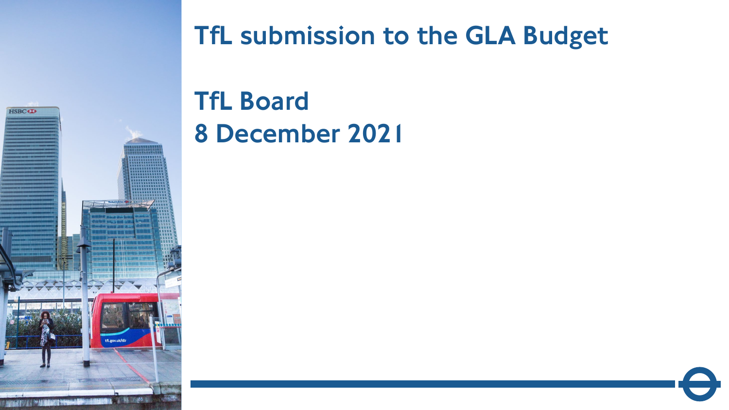# TfL submission to the GLA Budget

## TfL Board
## 8 December 2021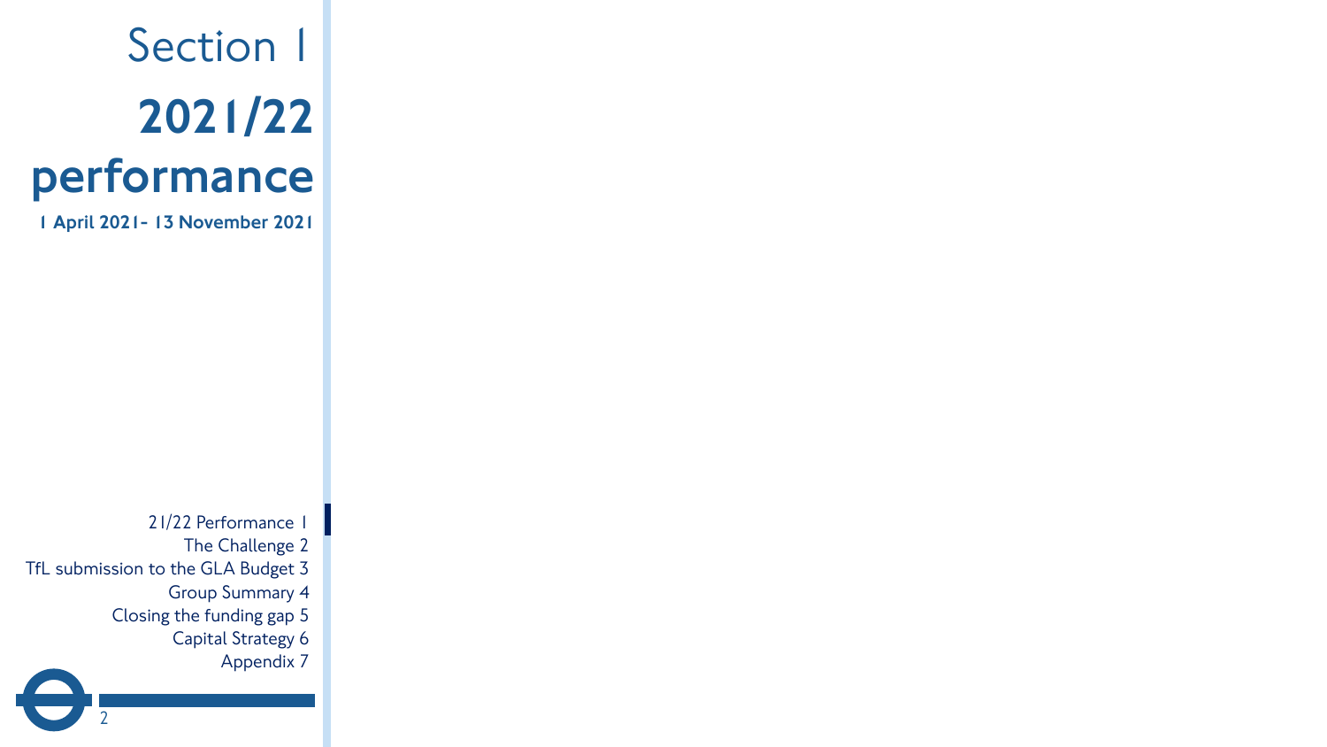# Section 1

# 2021/22 performance

**1 April 2021- 13 November 2021**

- 21/22 Performance 1
- The Challenge 2
- TfL submission to the GLA Budget 3
- Group Summary 4
- Closing the funding gap 5
- Capital Strategy 6
- Appendix 7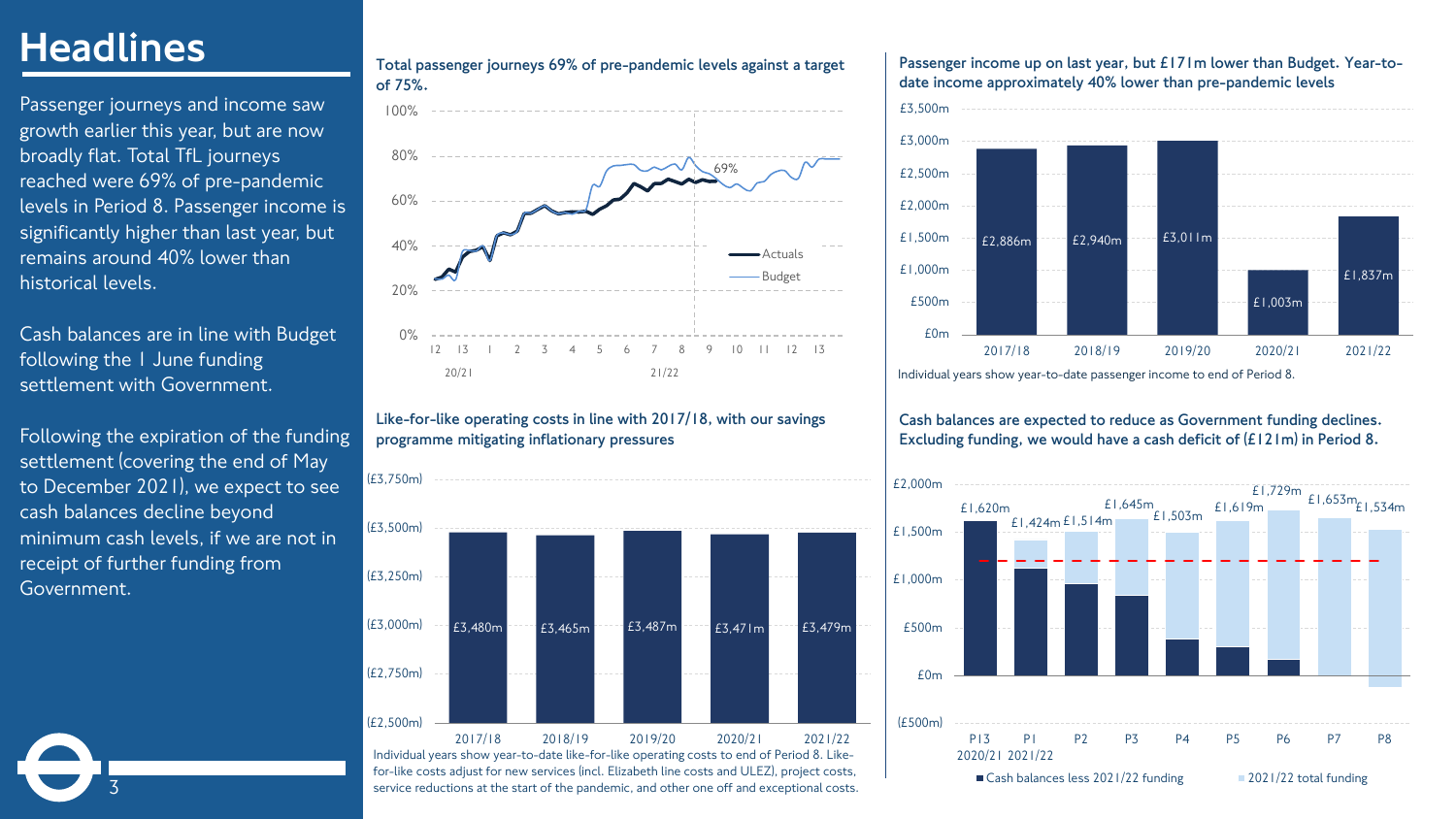# Headlines

Passenger journeys and income saw growth earlier this year, but are now broadly flat. Total TfL journeys reached were 69% of pre-pandemic levels in Period 8. Passenger income is significantly higher than last year, but remains around 40% lower than historical levels.

Cash balances are in line with Budget following the 1 June funding settlement with Government.

Following the expiration of the funding settlement (covering the end of May to December 2021), we expect to see cash balances decline beyond minimum cash levels, if we are not in receipt of further funding from Government.

**Total passenger journeys 69% of pre-pandemic levels against a target of 75%.**

| | |
|---|---|
| Latest actual (Period 8, 21/22) | 69% |

Legend: Actuals, Budget. Periods shown: 12, 13 (20/21); 1–13 (21/22).

**Passenger income up on last year, but £171m lower than Budget. Year-to-date income approximately 40% lower than pre-pandemic levels**

| Year | Passenger income |
|---|---|
| 2017/18 | £2,886m |
| 2018/19 | £2,940m |
| 2019/20 | £3,011m |
| 2020/21 | £1,003m |
| 2021/22 | £1,837m |

Individual years show year-to-date passenger income to end of Period 8.

**Like-for-like operating costs in line with 2017/18, with our savings programme mitigating inflationary pressures**

| Year | Operating costs |
|---|---|
| 2017/18 | £3,480m |
| 2018/19 | £3,465m |
| 2019/20 | £3,487m |
| 2020/21 | £3,471m |
| 2021/22 | £3,479m |

Individual years show year-to-date like-for-like operating costs to end of Period 8. Like-for-like costs adjust for new services (incl. Elizabeth line costs and ULEZ), project costs, service reductions at the start of the pandemic, and other one off and exceptional costs.

**Cash balances are expected to reduce as Government funding declines. Excluding funding, we would have a cash deficit of (£121m) in Period 8.**

| Period | Cash balance |
|---|---|
| P13 2020/21 | £1,620m |
| P1 2021/22 | £1,424m |
| P2 | £1,514m |
| P3 | £1,645m |
| P4 | £1,503m |
| P5 | £1,619m |
| P6 | £1,729m |
| P7 | £1,653m |
| P8 | £1,534m |

Legend: Cash balances less 2021/22 funding; 2021/22 total funding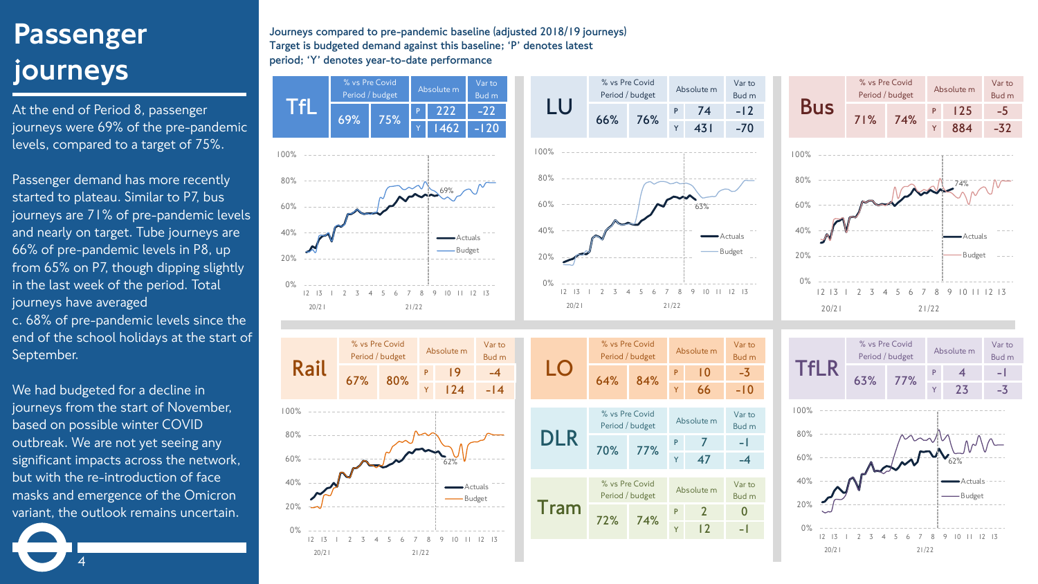# Passenger journeys

At the end of Period 8, passenger journeys were 69% of the pre-pandemic levels, compared to a target of 75%.

Passenger demand has more recently started to plateau. Similar to P7, bus journeys are 71% of pre-pandemic levels and nearly on target. Tube journeys are 66% of pre-pandemic levels in P8, up from 65% on P7, though dipping slightly in the last week of the period. Total journeys have averaged c. 68% of pre-pandemic levels since the end of the school holidays at the start of September.

We had budgeted for a decline in journeys from the start of November, based on possible winter COVID outbreak. We are not yet seeing any significant impacts across the network, but with the re-introduction of face masks and emergence of the Omicron variant, the outlook remains uncertain.

**Journeys compared to pre-pandemic baseline (adjusted 2018/19 journeys)**
**Target is budgeted demand against this baseline; 'P' denotes latest period; 'Y' denotes year-to-date performance**

| Mode | % vs Pre Covid Period | % vs Pre Covid budget | | Absolute m | Var to Bud m |
|---|---|---|---|---|---|
| TfL | 69% | 75% | P | 222 | -22 |
| | | | Y | 1462 | -120 |
| LU | 66% | 76% | P | 74 | -12 |
| | | | Y | 431 | -70 |
| Bus | 71% | 74% | P | 125 | -5 |
| | | | Y | 884 | -32 |
| Rail | 67% | 80% | P | 19 | -4 |
| | | | Y | 124 | -14 |
| LO | 64% | 84% | P | 10 | -3 |
| | | | Y | 66 | -10 |
| DLR | 70% | 77% | P | 7 | -1 |
| | | | Y | 47 | -4 |
| Tram | 72% | 74% | P | 2 | 0 |
| | | | Y | 12 | -1 |
| TfLR | 63% | 77% | P | 4 | -1 |
| | | | Y | 23 | -3 |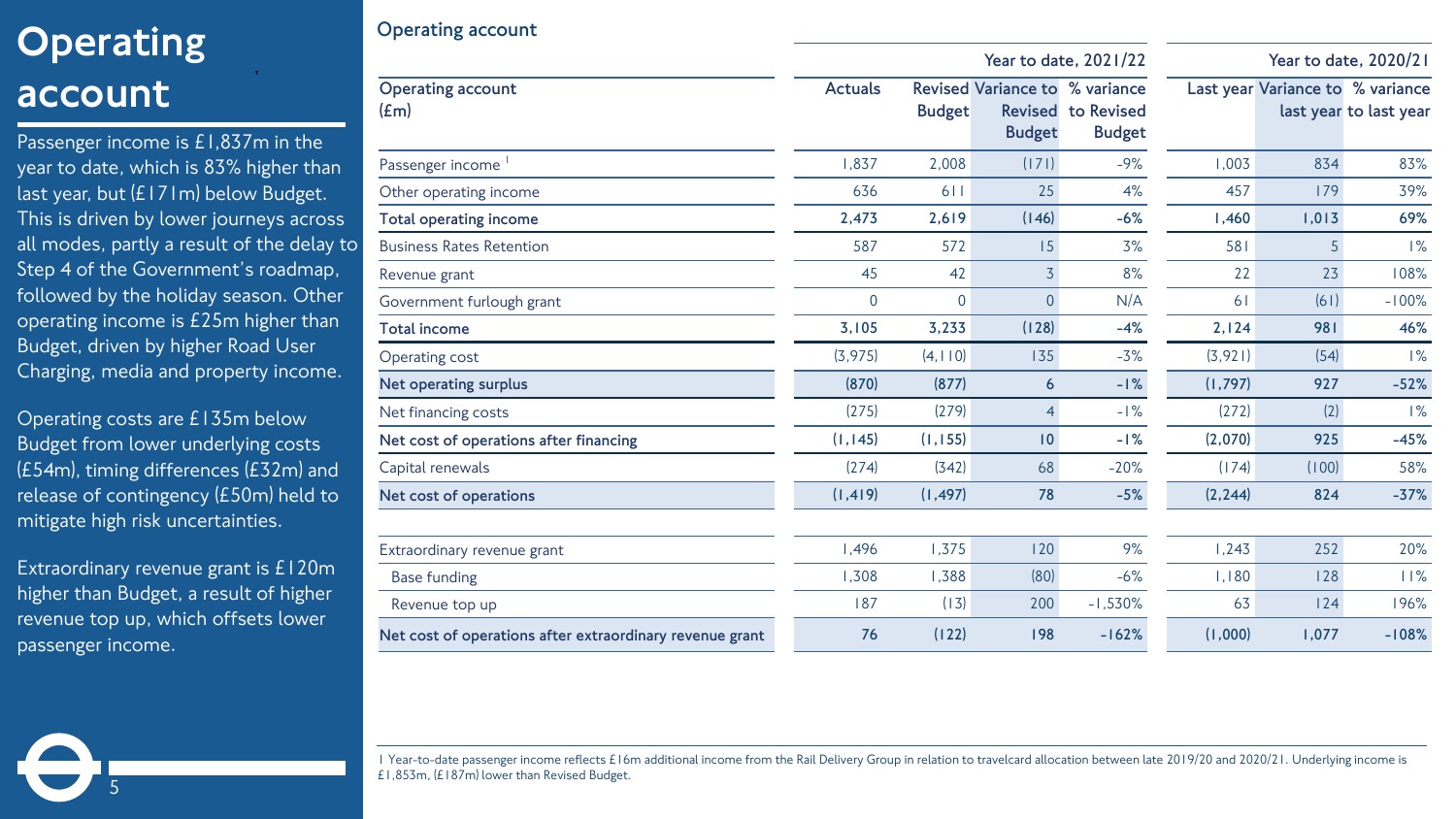# Operating account

Passenger income is £1,837m in the year to date, which is 83% higher than last year, but (£171m) below Budget. This is driven by lower journeys across all modes, partly a result of the delay to Step 4 of the Government's roadmap, followed by the holiday season. Other operating income is £25m higher than Budget, driven by higher Road User Charging, media and property income.

Operating costs are £135m below Budget from lower underlying costs (£54m), timing differences (£32m) and release of contingency (£50m) held to mitigate high risk uncertainties.

Extraordinary revenue grant is £120m higher than Budget, a result of higher revenue top up, which offsets lower passenger income.

## Operating account

| Operating account (£m) | Year to date, 2021/22 | | | | Year to date, 2020/21 | | |
|---|---|---|---|---|---|---|---|
| | Actuals | Revised Budget | Variance to Revised Budget | % variance to Revised Budget | Last year | Variance to last year | % variance to last year |
| Passenger income [1] | 1,837 | 2,008 | (171) | -9% | 1,003 | 834 | 83% |
| Other operating income | 636 | 611 | 25 | 4% | 457 | 179 | 39% |
| **Total operating income** | **2,473** | **2,619** | **(146)** | **-6%** | **1,460** | **1,013** | **69%** |
| Business Rates Retention | 587 | 572 | 15 | 3% | 581 | 5 | 1% |
| Revenue grant | 45 | 42 | 3 | 8% | 22 | 23 | 108% |
| Government furlough grant | 0 | 0 | 0 | N/A | 61 | (61) | -100% |
| **Total income** | **3,105** | **3,233** | **(128)** | **-4%** | **2,124** | **981** | **46%** |
| Operating cost | (3,975) | (4,110) | 135 | -3% | (3,921) | (54) | 1% |
| **Net operating surplus** | **(870)** | **(877)** | **6** | **-1%** | **(1,797)** | **927** | **-52%** |
| Net financing costs | (275) | (279) | 4 | -1% | (272) | (2) | 1% |
| **Net cost of operations after financing** | **(1,145)** | **(1,155)** | **10** | **-1%** | **(2,070)** | **925** | **-45%** |
| Capital renewals | (274) | (342) | 68 | -20% | (174) | (100) | 58% |
| **Net cost of operations** | **(1,419)** | **(1,497)** | **78** | **-5%** | **(2,244)** | **824** | **-37%** |
| | | | | | | | |
| Extraordinary revenue grant | 1,496 | 1,375 | 120 | 9% | 1,243 | 252 | 20% |
| Base funding | 1,308 | 1,388 | (80) | -6% | 1,180 | 128 | 11% |
| Revenue top up | 187 | (13) | 200 | -1,530% | 63 | 124 | 196% |
| **Net cost of operations after extraordinary revenue grant** | **76** | **(122)** | **198** | **-162%** | **(1,000)** | **1,077** | **-108%** |

[1] Year-to-date passenger income reflects £16m additional income from the Rail Delivery Group in relation to travelcard allocation between late 2019/20 and 2020/21. Underlying income is £1,853m, (£187m) lower than Revised Budget.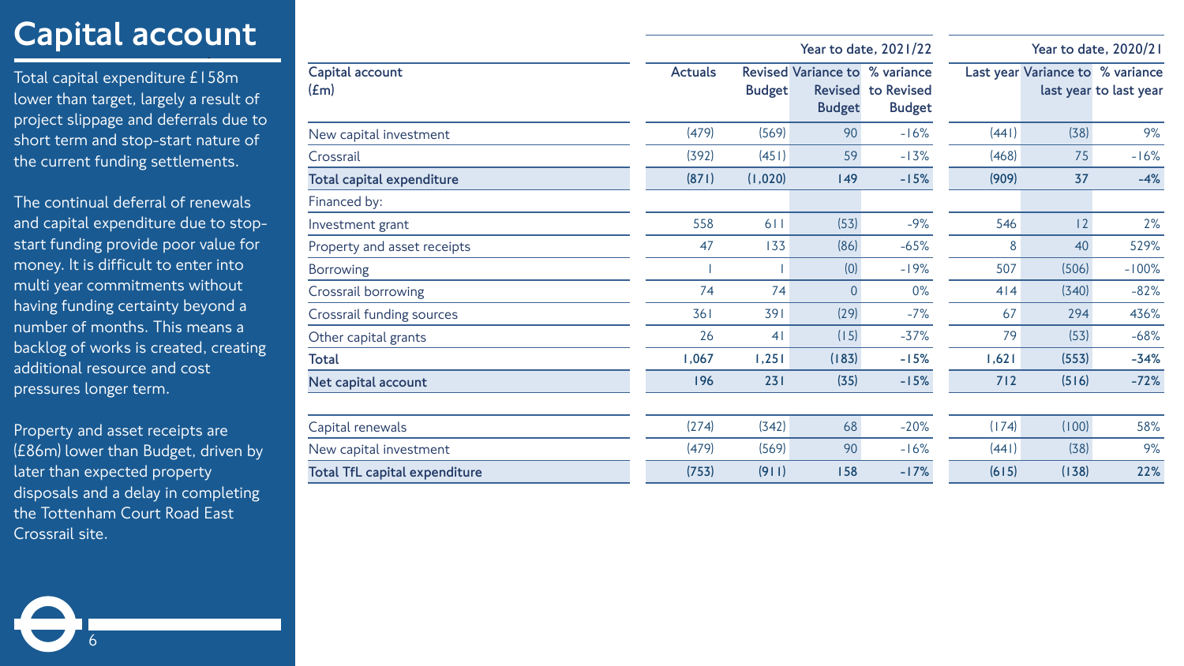# Capital account

Total capital expenditure £158m lower than target, largely a result of project slippage and deferrals due to short term and stop-start nature of the current funding settlements.

The continual deferral of renewals and capital expenditure due to stop-start funding provide poor value for money. It is difficult to enter into multi year commitments without having funding certainty beyond a number of months. This means a backlog of works is created, creating additional resource and cost pressures longer term.

Property and asset receipts are (£86m) lower than Budget, driven by later than expected property disposals and a delay in completing the Tottenham Court Road East Crossrail site.

| Capital account (£m) | Year to date, 2021/22 | | | | Year to date, 2020/21 | | |
|---|---|---|---|---|---|---|---|
| | Actuals | Revised Budget | Variance to Revised Budget | % variance to Revised Budget | Last year | Variance to last year | % variance to last year |
| New capital investment | (479) | (569) | 90 | -16% | (441) | (38) | 9% |
| Crossrail | (392) | (451) | 59 | -13% | (468) | 75 | -16% |
| **Total capital expenditure** | **(871)** | **(1,020)** | **149** | **-15%** | **(909)** | **37** | **-4%** |
| Financed by: | | | | | | | |
| Investment grant | 558 | 611 | (53) | -9% | 546 | 12 | 2% |
| Property and asset receipts | 47 | 133 | (86) | -65% | 8 | 40 | 529% |
| Borrowing | 1 | 1 | (0) | -19% | 507 | (506) | -100% |
| Crossrail borrowing | 74 | 74 | 0 | 0% | 414 | (340) | -82% |
| Crossrail funding sources | 361 | 391 | (29) | -7% | 67 | 294 | 436% |
| Other capital grants | 26 | 41 | (15) | -37% | 79 | (53) | -68% |
| **Total** | **1,067** | **1,251** | **(183)** | **-15%** | **1,621** | **(553)** | **-34%** |
| **Net capital account** | **196** | **231** | **(35)** | **-15%** | **712** | **(516)** | **-72%** |
| | | | | | | | |
| Capital renewals | (274) | (342) | 68 | -20% | (174) | (100) | 58% |
| New capital investment | (479) | (569) | 90 | -16% | (441) | (38) | 9% |
| **Total TfL capital expenditure** | **(753)** | **(911)** | **158** | **-17%** | **(615)** | **(138)** | **22%** |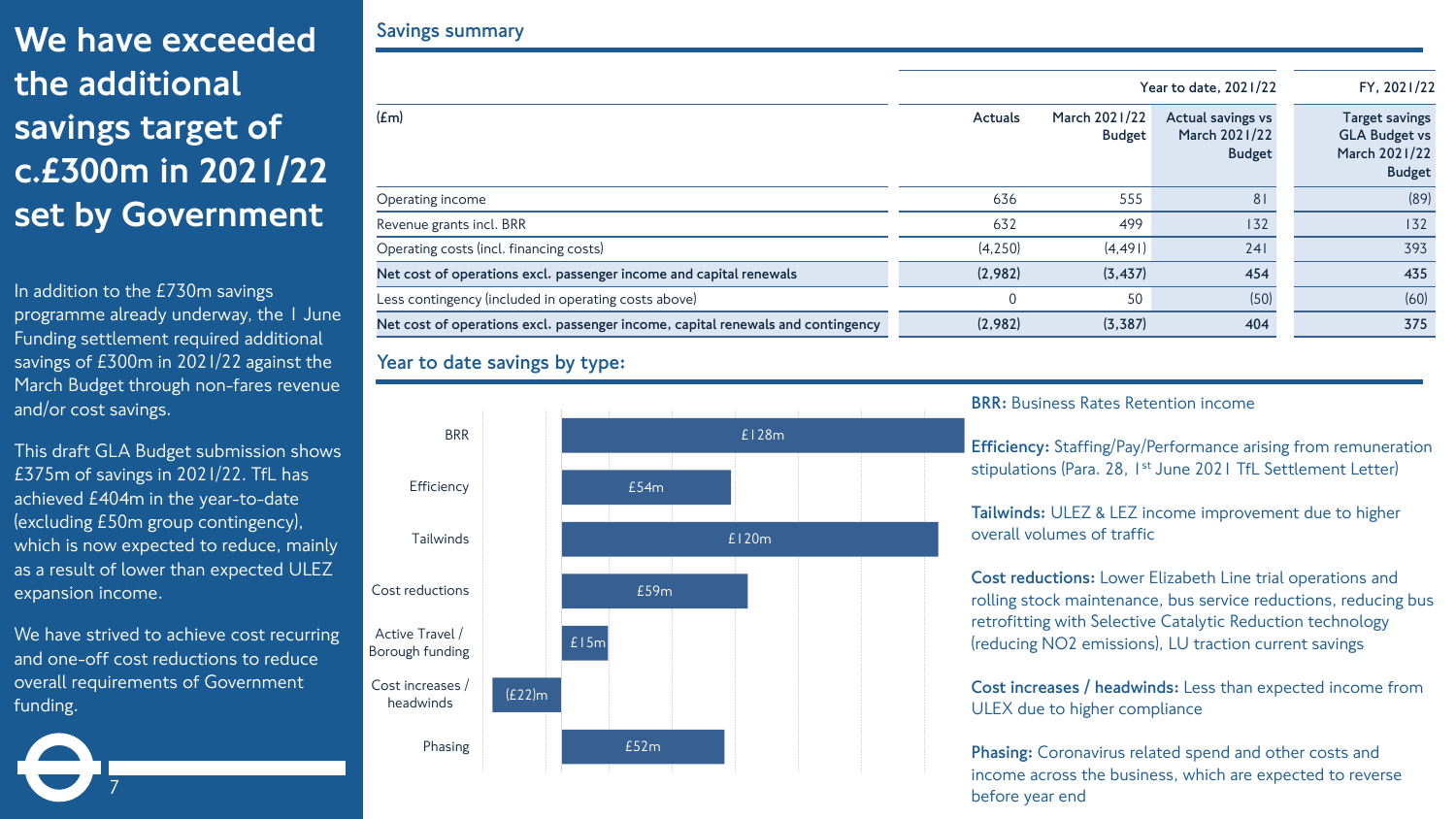# We have exceeded the additional savings target of c.£300m in 2021/22 set by Government

In addition to the £730m savings programme already underway, the 1 June Funding settlement required additional savings of £300m in 2021/22 against the March Budget through non-fares revenue and/or cost savings.

This draft GLA Budget submission shows £375m of savings in 2021/22. TfL has achieved £404m in the year-to-date (excluding £50m group contingency), which is now expected to reduce, mainly as a result of lower than expected ULEZ expansion income.

We have strived to achieve cost recurring and one-off cost reductions to reduce overall requirements of Government funding.

## Savings summary

| (£m) | Year to date, 2021/22 Actuals | March 2021/22 Budget | Actual savings vs March 2021/22 Budget | FY, 2021/22 Target savings GLA Budget vs March 2021/22 Budget |
|---|---|---|---|---|
| Operating income | 636 | 555 | 81 | (89) |
| Revenue grants incl. BRR | 632 | 499 | 132 | 132 |
| Operating costs (incl. financing costs) | (4,250) | (4,491) | 241 | 393 |
| **Net cost of operations excl. passenger income and capital renewals** | **(2,982)** | **(3,437)** | **454** | **435** |
| Less contingency (included in operating costs above) | 0 | 50 | (50) | (60) |
| **Net cost of operations excl. passenger income, capital renewals and contingency** | **(2,982)** | **(3,387)** | **404** | **375** |

## Year to date savings by type:

| Type | Savings |
|---|---|
| BRR | £128m |
| Efficiency | £54m |
| Tailwinds | £120m |
| Cost reductions | £59m |
| Active Travel / Borough funding | £15m |
| Cost increases / headwinds | (£22)m |
| Phasing | £52m |

**BRR:** Business Rates Retention income

**Efficiency:** Staffing/Pay/Performance arising from remuneration stipulations (Para. 28, 1st June 2021 TfL Settlement Letter)

**Tailwinds:** ULEZ & LEZ income improvement due to higher overall volumes of traffic

**Cost reductions:** Lower Elizabeth Line trial operations and rolling stock maintenance, bus service reductions, reducing bus retrofitting with Selective Catalytic Reduction technology (reducing NO2 emissions), LU traction current savings

**Cost increases / headwinds:** Less than expected income from ULEX due to higher compliance

**Phasing:** Coronavirus related spend and other costs and income across the business, which are expected to reverse before year end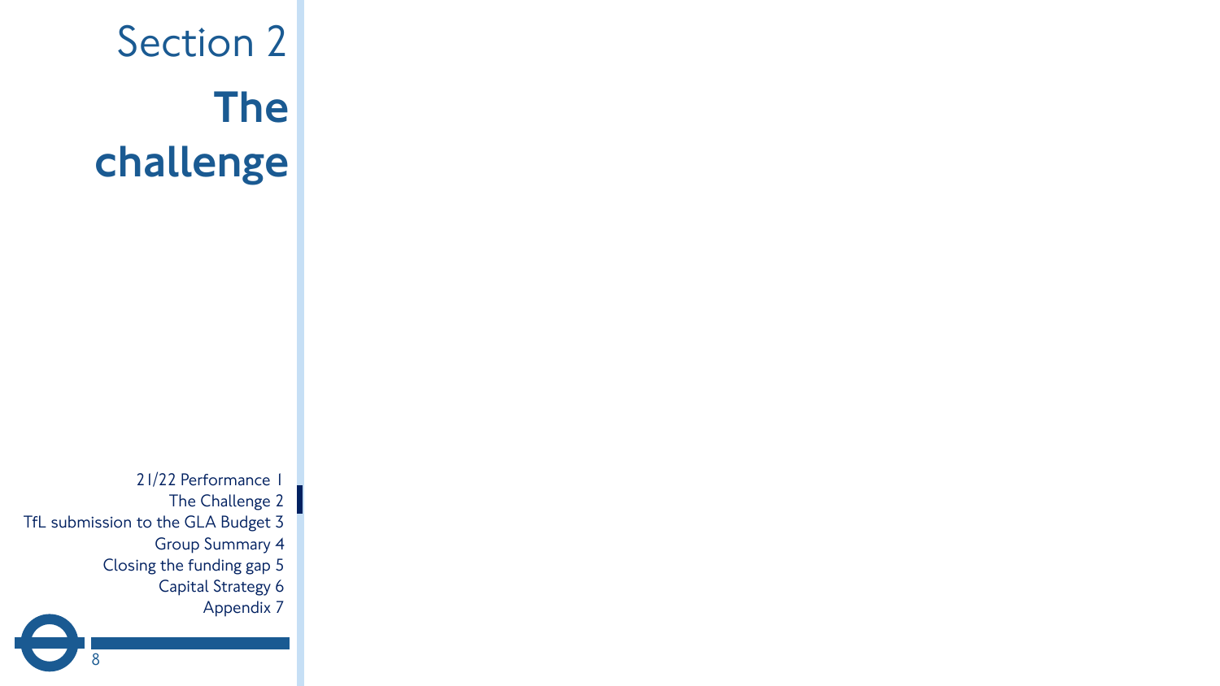# Section 2

# The challenge

21/22 Performance 1
The Challenge 2
TfL submission to the GLA Budget 3
Group Summary 4
Closing the funding gap 5
Capital Strategy 6
Appendix 7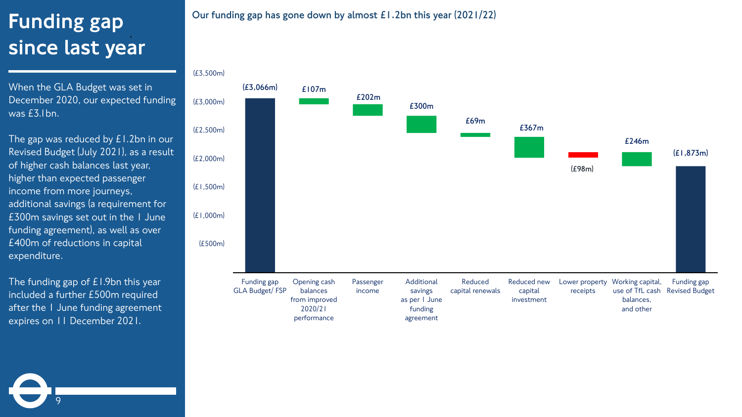# Funding gap since last year

When the GLA Budget was set in December 2020, our expected funding was £3.1bn.

The gap was reduced by £1.2bn in our Revised Budget (July 2021), as a result of higher cash balances last year, higher than expected passenger income from more journeys, additional savings (a requirement for £300m savings set out in the 1 June funding agreement), as well as over £400m of reductions in capital expenditure.

The funding gap of £1.9bn this year included a further £500m required after the 1 June funding agreement expires on 11 December 2021.

## Our funding gap has gone down by almost £1.2bn this year (2021/22)

| Item | Value |
|---|---|
| Funding gap GLA Budget/ FSP | (£3,066m) |
| Opening cash balances from improved 2020/21 performance | £107m |
| Passenger income | £202m |
| Additional savings as per 1 June funding agreement | £300m |
| Reduced capital renewals | £69m |
| Reduced new capital investment | £367m |
| Lower property receipts | (£98m) |
| Working capital, use of TfL cash balances, and other | £246m |
| Funding gap Revised Budget | (£1,873m) |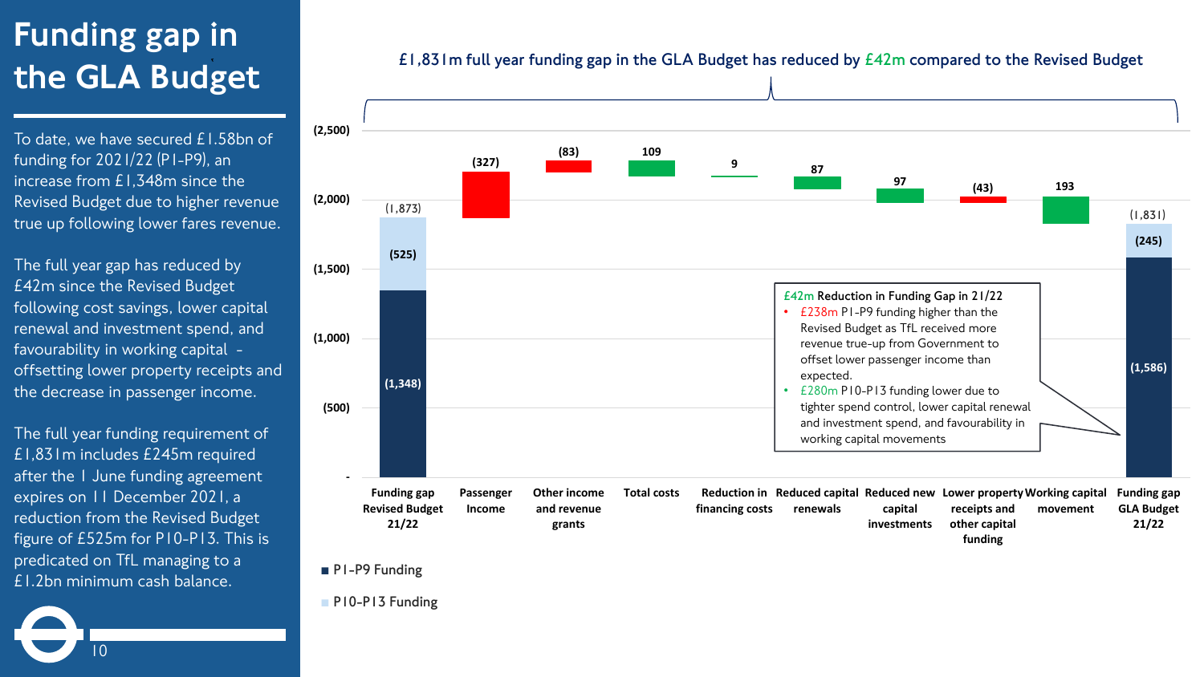# Funding gap in the GLA Budget

To date, we have secured £1.58bn of funding for 2021/22 (P1-P9), an increase from £1,348m since the Revised Budget due to higher revenue true up following lower fares revenue.

The full year gap has reduced by £42m since the Revised Budget following cost savings, lower capital renewal and investment spend, and favourability in working capital - offsetting lower property receipts and the decrease in passenger income.

The full year funding requirement of £1,831m includes £245m required after the 1 June funding agreement expires on 11 December 2021, a reduction from the Revised Budget figure of £525m for P10-P13. This is predicated on TfL managing to a £1.2bn minimum cash balance.

## £1,831m full year funding gap in the GLA Budget has reduced by £42m compared to the Revised Budget

| Item | Value (£m) |
| --- | --- |
| Funding gap Revised Budget 21/22 | (1,873) — P1-P9 Funding: (1,348); P10-P13 Funding: (525) |
| Passenger Income | (327) |
| Other income and revenue grants | (83) |
| Total costs | 109 |
| Reduction in financing costs | 9 |
| Reduced capital renewals | 87 |
| Reduced new capital investments | 97 |
| Lower property receipts and other capital funding | (43) |
| Working capital movement | 193 |
| Funding gap GLA Budget 21/22 | (1,831) — P1-P9 Funding: (1,586); P10-P13 Funding: (245) |

**£42m Reduction in Funding Gap in 21/22**

- £238m P1-P9 funding higher than the Revised Budget as TfL received more revenue true-up from Government to offset lower passenger income than expected.
- £280m P10-P13 funding lower due to tighter spend control, lower capital renewal and investment spend, and favourability in working capital movements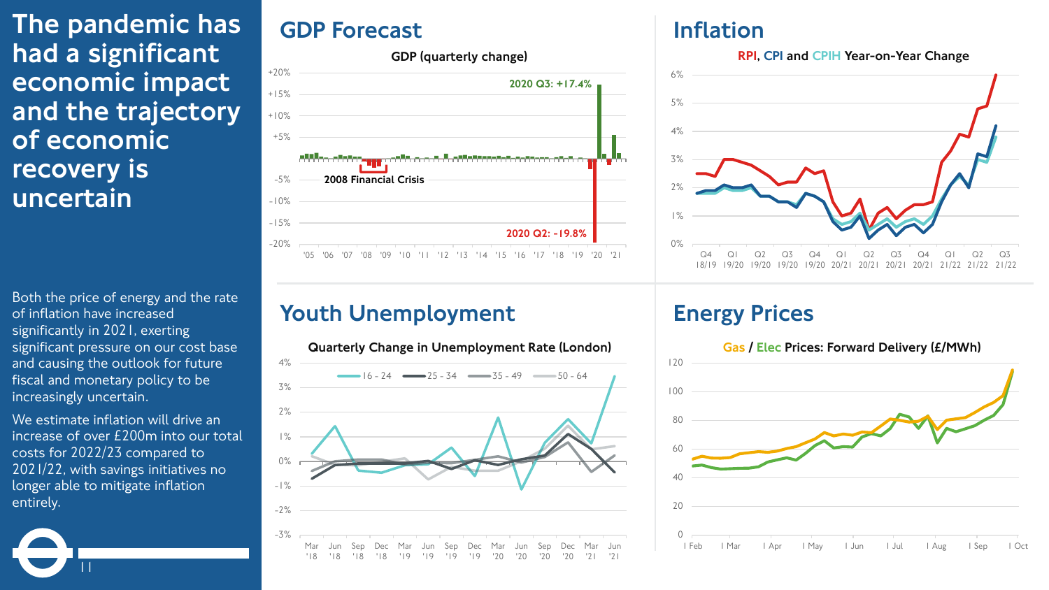# The pandemic has had a significant economic impact and the trajectory of economic recovery is uncertain

Both the price of energy and the rate of inflation have increased significantly in 2021, exerting significant pressure on our cost base and causing the outlook for future fiscal and monetary policy to be increasingly uncertain.

We estimate inflation will drive an increase of over £200m into our total costs for 2022/23 compared to 2021/22, with savings initiatives no longer able to mitigate inflation entirely.

## GDP Forecast

GDP (quarterly change)

2020 Q3: +17.4%

2008 Financial Crisis

2020 Q2: -19.8%

## Inflation

RPI, CPI and CPIH Year-on-Year Change

## Youth Unemployment

Quarterly Change in Unemployment Rate (London)

16 - 24, 25 - 34, 35 - 49, 50 - 64

## Energy Prices

Gas / Elec Prices: Forward Delivery (£/MWh)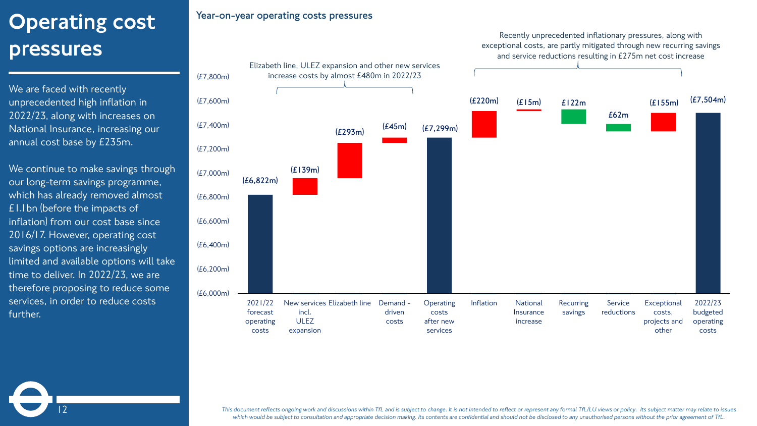# Operating cost pressures

We are faced with recently unprecedented high inflation in 2022/23, along with increases on National Insurance, increasing our annual cost base by £235m.

We continue to make savings through our long-term savings programme, which has already removed almost £1.1bn (before the impacts of inflation) from our cost base since 2016/17. However, operating cost savings options are increasingly limited and available options will take time to deliver. In 2022/23, we are therefore proposing to reduce some services, in order to reduce costs further.

## Year-on-year operating costs pressures

Elizabeth line, ULEZ expansion and other new services increase costs by almost £480m in 2022/23

Recently unprecedented inflationary pressures, along with exceptional costs, are partly mitigated through new recurring savings and service reductions resulting in £275m net cost increase

| Item | Value |
|---|---|
| 2021/22 forecast operating costs | (£6,822m) |
| New services incl. ULEZ expansion | (£139m) |
| Elizabeth line | (£293m) |
| Demand - driven costs | (£45m) |
| Operating costs after new services | (£7,299m) |
| Inflation | (£220m) |
| National Insurance increase | (£15m) |
| Recurring savings | £122m |
| Service reductions | £62m |
| Exceptional costs, projects and other | (£155m) |
| 2022/23 budgeted operating costs | (£7,504m) |

*This document reflects ongoing work and discussions within TfL and is subject to change. It is not intended to reflect or represent any formal TfL/LU views or policy. Its subject matter may relate to issues which would be subject to consultation and appropriate decision making. Its contents are confidential and should not be disclosed to any unauthorised persons without the prior agreement of TfL.*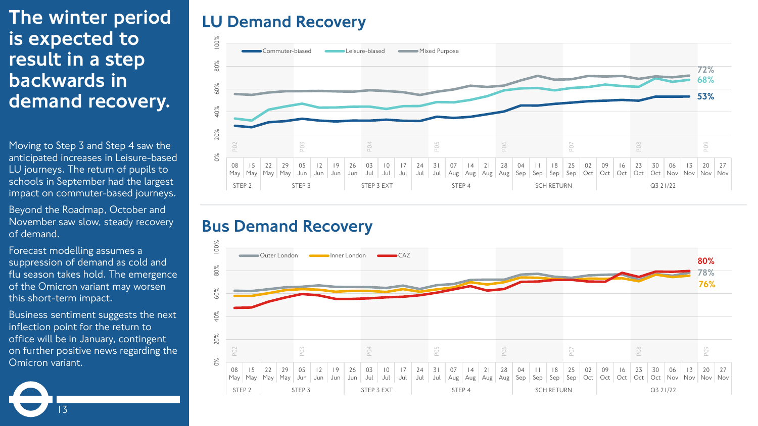# The winter period is expected to result in a step backwards in demand recovery.

Moving to Step 3 and Step 4 saw the anticipated increases in Leisure-based LU journeys. The return of pupils to schools in September had the largest impact on commuter-based journeys.

Beyond the Roadmap, October and November saw slow, steady recovery of demand.

Forecast modelling assumes a suppression of demand as cold and flu season takes hold. The emergence of the Omicron variant may worsen this short-term impact.

Business sentiment suggests the next inflection point for the return to office will be in January, contingent on further positive news regarding the Omicron variant.

## LU Demand Recovery

Legend: Commuter-biased, Leisure-biased, Mixed Purpose

Latest values: Mixed Purpose 72%, Leisure-biased 68%, Commuter-biased 53%

Weeks: 08 May – 27 Nov (STEP 2, STEP 3, STEP 3 EXT, STEP 4, SCH RETURN, Q3 21/22; periods P02–P09)

## Bus Demand Recovery

Legend: Outer London, Inner London, CAZ

Latest values: CAZ 80%, Outer London 78%, Inner London 76%

Weeks: 08 May – 27 Nov (STEP 2, STEP 3, STEP 3 EXT, STEP 4, SCH RETURN, Q3 21/22; periods P02–P09)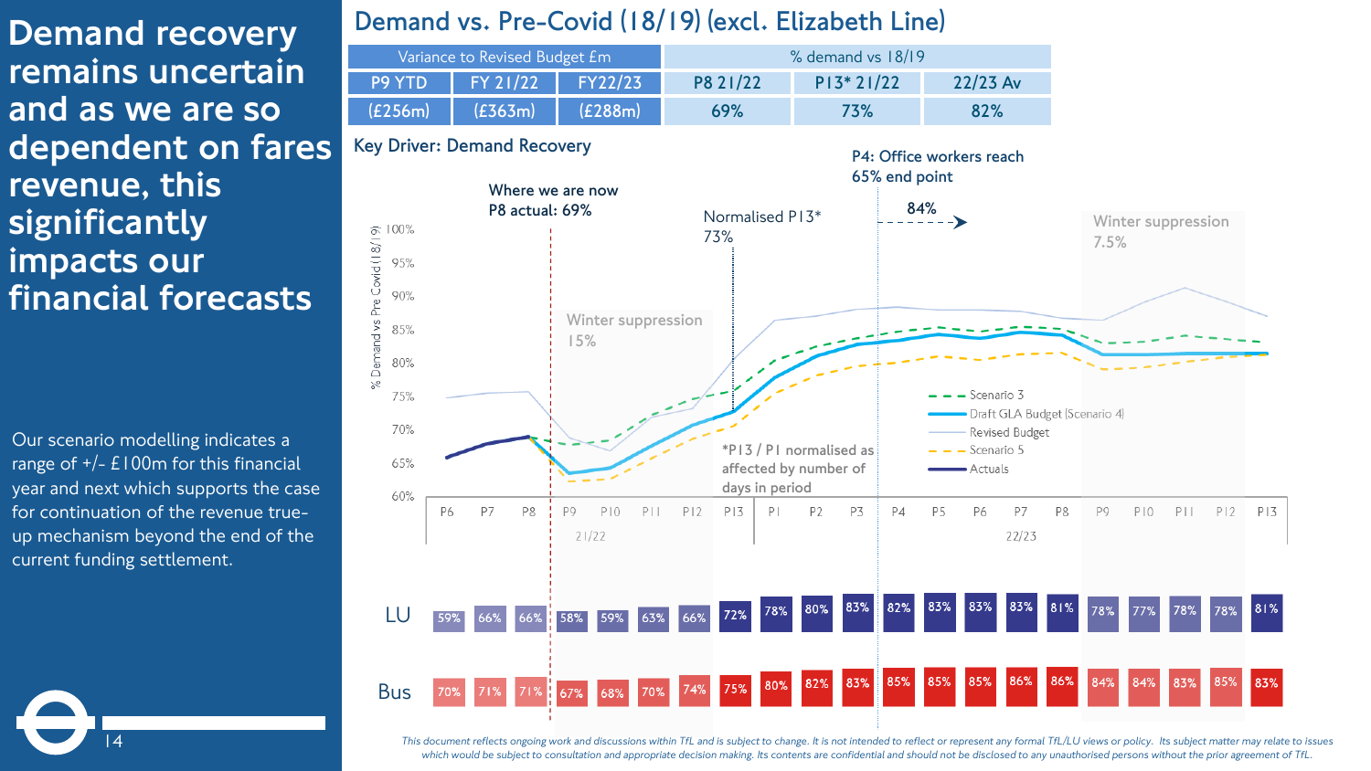# Demand recovery remains uncertain and as we are so dependent on fares revenue, this significantly impacts our financial forecasts

Our scenario modelling indicates a range of +/- £100m for this financial year and next which supports the case for continuation of the revenue true-up mechanism beyond the end of the current funding settlement.

## Demand vs. Pre-Covid (18/19) (excl. Elizabeth Line)

| Variance to Revised Budget £m | | | % demand vs 18/19 | | |
|---|---|---|---|---|---|
| P9 YTD | FY 21/22 | FY22/23 | P8 21/22 | P13* 21/22 | 22/23 Av |
| (£256m) | (£363m) | (£288m) | 69% | 73% | 82% |

### Key Driver: Demand Recovery

Where we are now P8 actual: 69%

Normalised P13* 73%

P4: Office workers reach 65% end point — 84%

Winter suppression 15%

Winter suppression 7.5%

*P13 / P1 normalised as affected by number of days in period

Legend: Scenario 3; Draft GLA Budget (Scenario 4); Revised Budget; Scenario 5; Actuals

| | P6 | P7 | P8 | P9 | P10 | P11 | P12 | P13 | P1 | P2 | P3 | P4 | P5 | P6 | P7 | P8 | P9 | P10 | P11 | P12 | P13 |
|---|---|---|---|---|---|---|---|---|---|---|---|---|---|---|---|---|---|---|---|---|---|
| | 21/22 | | | | | | | | 22/23 | | | | | | | | | | | | |
| LU | 59% | 66% | 66% | 58% | 59% | 63% | 66% | 72% | 78% | 80% | 83% | 82% | 83% | 83% | 83% | 81% | 78% | 77% | 78% | 78% | 81% |
| Bus | 70% | 71% | 71% | 67% | 68% | 70% | 74% | 75% | 80% | 82% | 83% | 85% | 85% | 85% | 86% | 86% | 84% | 84% | 83% | 85% | 83% |

*This document reflects ongoing work and discussions within TfL and is subject to change. It is not intended to reflect or represent any formal TfL/LU views or policy. Its subject matter may relate to issues which would be subject to consultation and appropriate decision making. Its contents are confidential and should not be disclosed to any unauthorised persons without the prior agreement of TfL.*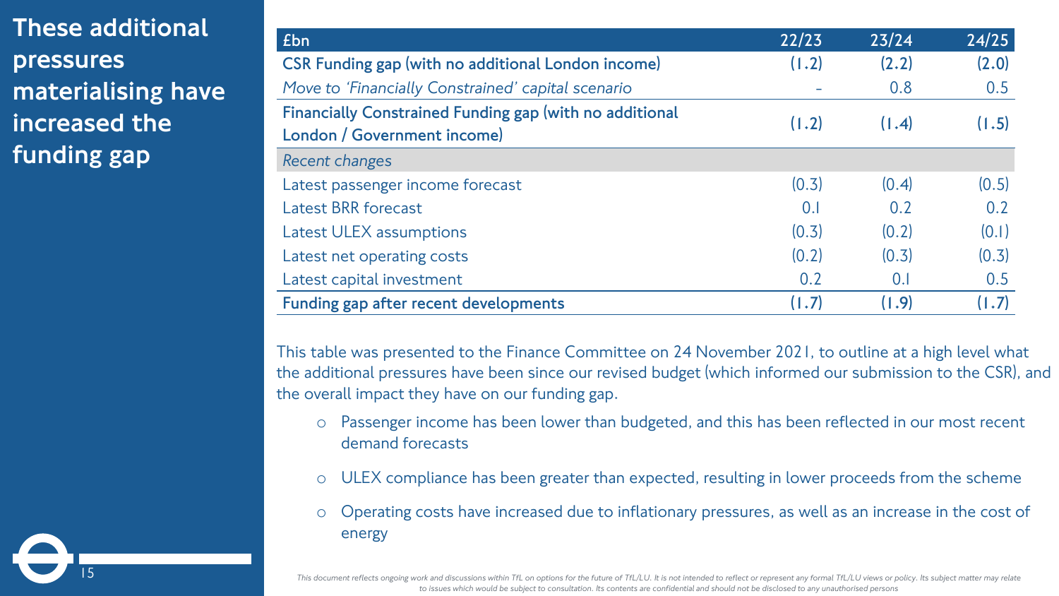# These additional pressures materialising have increased the funding gap

| £bn | 22/23 | 23/24 | 24/25 |
|---|---|---|---|
| **CSR Funding gap (with no additional London income)** | **(1.2)** | **(2.2)** | **(2.0)** |
| *Move to 'Financially Constrained' capital scenario* | - | 0.8 | 0.5 |
| **Financially Constrained Funding gap (with no additional London / Government income)** | **(1.2)** | **(1.4)** | **(1.5)** |
| *Recent changes* | | | |
| Latest passenger income forecast | (0.3) | (0.4) | (0.5) |
| Latest BRR forecast | 0.1 | 0.2 | 0.2 |
| Latest ULEX assumptions | (0.3) | (0.2) | (0.1) |
| Latest net operating costs | (0.2) | (0.3) | (0.3) |
| Latest capital investment | 0.2 | 0.1 | 0.5 |
| **Funding gap after recent developments** | **(1.7)** | **(1.9)** | **(1.7)** |

This table was presented to the Finance Committee on 24 November 2021, to outline at a high level what the additional pressures have been since our revised budget (which informed our submission to the CSR), and the overall impact they have on our funding gap.

- Passenger income has been lower than budgeted, and this has been reflected in our most recent demand forecasts
- ULEX compliance has been greater than expected, resulting in lower proceeds from the scheme
- Operating costs have increased due to inflationary pressures, as well as an increase in the cost of energy

*This document reflects ongoing work and discussions within TfL on options for the future of TfL/LU. It is not intended to reflect or represent any formal TfL/LU views or policy. Its subject matter may relate to issues which would be subject to consultation. Its contents are confidential and should not be disclosed to any unauthorised persons*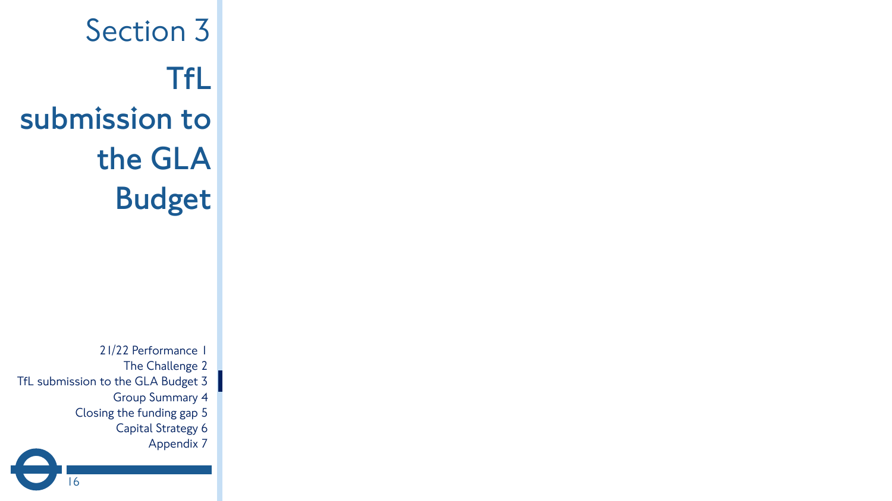# Section 3

## TfL submission to the GLA Budget

- 21/22 Performance 1
- The Challenge 2
- TfL submission to the GLA Budget 3
- Group Summary 4
- Closing the funding gap 5
- Capital Strategy 6
- Appendix 7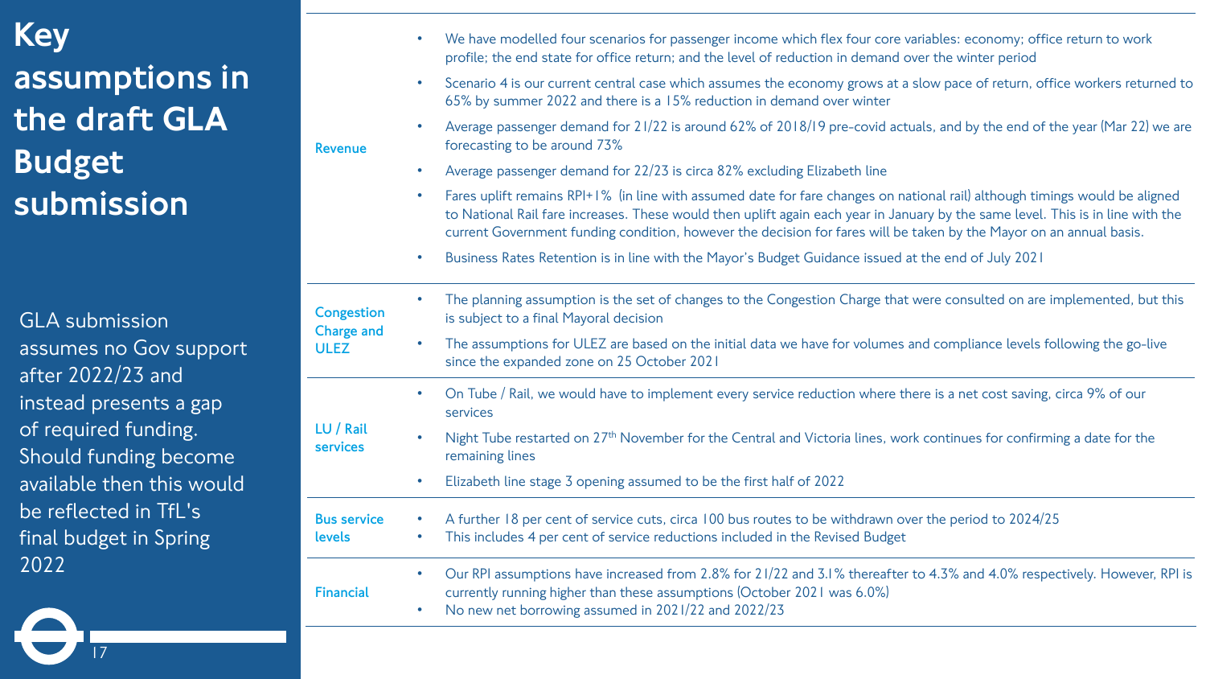# Key assumptions in the draft GLA Budget submission

GLA submission assumes no Gov support after 2022/23 and instead presents a gap of required funding. Should funding become available then this would be reflected in TfL's final budget in Spring 2022

| | |
|---|---|
| **Revenue** | • We have modelled four scenarios for passenger income which flex four core variables: economy; office return to work profile; the end state for office return; and the level of reduction in demand over the winter period<br>• Scenario 4 is our current central case which assumes the economy grows at a slow pace of return, office workers returned to 65% by summer 2022 and there is a 15% reduction in demand over winter<br>• Average passenger demand for 21/22 is around 62% of 2018/19 pre-covid actuals, and by the end of the year (Mar 22) we are forecasting to be around 73%<br>• Average passenger demand for 22/23 is circa 82% excluding Elizabeth line<br>• Fares uplift remains RPI+1% (in line with assumed date for fare changes on national rail) although timings would be aligned to National Rail fare increases. These would then uplift again each year in January by the same level. This is in line with the current Government funding condition, however the decision for fares will be taken by the Mayor on an annual basis.<br>• Business Rates Retention is in line with the Mayor's Budget Guidance issued at the end of July 2021 |
| **Congestion Charge and ULEZ** | • The planning assumption is the set of changes to the Congestion Charge that were consulted on are implemented, but this is subject to a final Mayoral decision<br>• The assumptions for ULEZ are based on the initial data we have for volumes and compliance levels following the go-live since the expanded zone on 25 October 2021 |
| **LU / Rail services** | • On Tube / Rail, we would have to implement every service reduction where there is a net cost saving, circa 9% of our services<br>• Night Tube restarted on 27th November for the Central and Victoria lines, work continues for confirming a date for the remaining lines<br>• Elizabeth line stage 3 opening assumed to be the first half of 2022 |
| **Bus service levels** | • A further 18 per cent of service cuts, circa 100 bus routes to be withdrawn over the period to 2024/25<br>• This includes 4 per cent of service reductions included in the Revised Budget |
| **Financial** | • Our RPI assumptions have increased from 2.8% for 21/22 and 3.1% thereafter to 4.3% and 4.0% respectively. However, RPI is currently running higher than these assumptions (October 2021 was 6.0%)<br>• No new net borrowing assumed in 2021/22 and 2022/23 |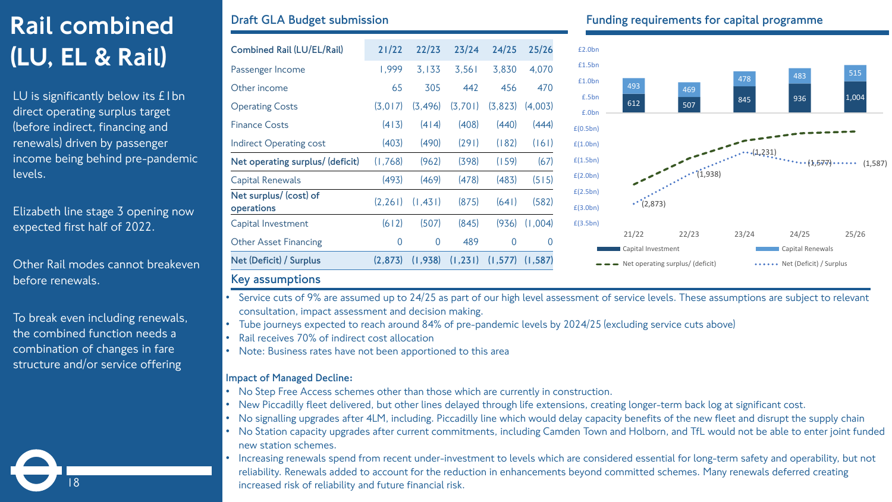# Rail combined (LU, EL & Rail)

LU is significantly below its £1bn direct operating surplus target (before indirect, financing and renewals) driven by passenger income being behind pre-pandemic levels.

Elizabeth line stage 3 opening now expected first half of 2022.

Other Rail modes cannot breakeven before renewals.

To break even including renewals, the combined function needs a combination of changes in fare structure and/or service offering

## Draft GLA Budget submission

| Combined Rail (LU/EL/Rail) | 21/22 | 22/23 | 23/24 | 24/25 | 25/26 |
|---|---|---|---|---|---|
| Passenger Income | 1,999 | 3,133 | 3,561 | 3,830 | 4,070 |
| Other income | 65 | 305 | 442 | 456 | 470 |
| Operating Costs | (3,017) | (3,496) | (3,701) | (3,823) | (4,003) |
| Finance Costs | (413) | (414) | (408) | (440) | (444) |
| Indirect Operating cost | (403) | (490) | (291) | (182) | (161) |
| **Net operating surplus/ (deficit)** | (1,768) | (962) | (398) | (159) | (67) |
| Capital Renewals | (493) | (469) | (478) | (483) | (515) |
| **Net surplus/ (cost) of operations** | (2,261) | (1,431) | (875) | (641) | (582) |
| Capital Investment | (612) | (507) | (845) | (936) | (1,004) |
| Other Asset Financing | 0 | 0 | 489 | 0 | 0 |
| **Net (Deficit) / Surplus** | **(2,873)** | **(1,938)** | **(1,231)** | **(1,577)** | **(1,587)** |

## Funding requirements for capital programme

| | 21/22 | 22/23 | 23/24 | 24/25 | 25/26 |
|---|---|---|---|---|---|
| Capital Investment | 612 | 507 | 845 | 936 | 1,004 |
| Capital Renewals | 493 | 469 | 478 | 483 | 515 |
| Net (Deficit) / Surplus | (2,873) | (1,938) | (1,231) | (1,577) | (1,587) |

## Key assumptions

- Service cuts of 9% are assumed up to 24/25 as part of our high level assessment of service levels. These assumptions are subject to relevant consultation, impact assessment and decision making.
- Tube journeys expected to reach around 84% of pre-pandemic levels by 2024/25 (excluding service cuts above)
- Rail receives 70% of indirect cost allocation
- Note: Business rates have not been apportioned to this area

**Impact of Managed Decline:**

- No Step Free Access schemes other than those which are currently in construction.
- New Piccadilly fleet delivered, but other lines delayed through life extensions, creating longer-term back log at significant cost.
- No signalling upgrades after 4LM, including. Piccadilly line which would delay capacity benefits of the new fleet and disrupt the supply chain
- No Station capacity upgrades after current commitments, including Camden Town and Holborn, and TfL would not be able to enter joint funded new station schemes.
- Increasing renewals spend from recent under-investment to levels which are considered essential for long-term safety and operability, but not reliability. Renewals added to account for the reduction in enhancements beyond committed schemes. Many renewals deferred creating increased risk of reliability and future financial risk.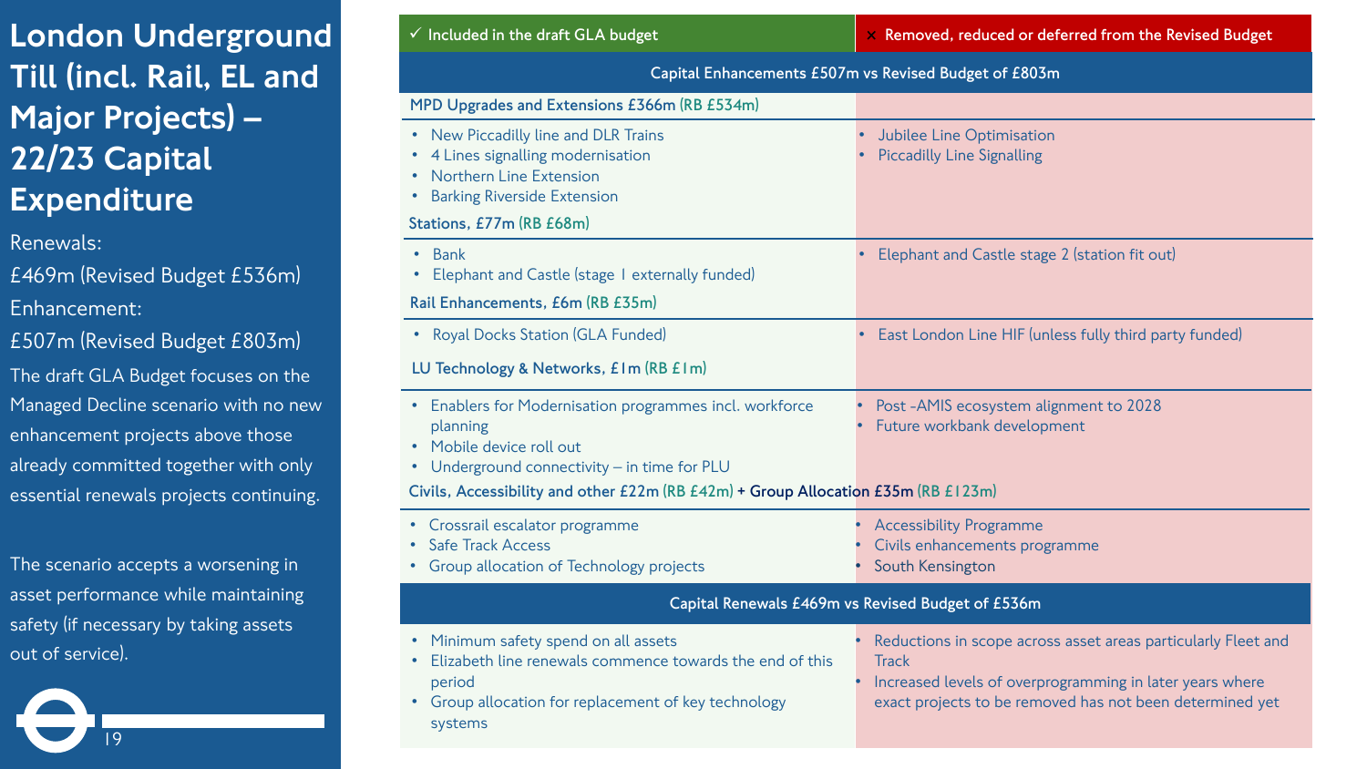# London Underground Till (incl. Rail, EL and Major Projects) – 22/23 Capital Expenditure

Renewals:

£469m (Revised Budget £536m)

Enhancement:

£507m (Revised Budget £803m)

The draft GLA Budget focuses on the Managed Decline scenario with no new enhancement projects above those already committed together with only essential renewals projects continuing.

The scenario accepts a worsening in asset performance while maintaining safety (if necessary by taking assets out of service).

| ✓ Included in the draft GLA budget | × Removed, reduced or deferred from the Revised Budget |
|---|---|
| **Capital Enhancements £507m vs Revised Budget of £803m** | |
| **MPD Upgrades and Extensions £366m** (RB £534m) | |
| • New Piccadilly line and DLR Trains<br>• 4 Lines signalling modernisation<br>• Northern Line Extension<br>• Barking Riverside Extension | • Jubilee Line Optimisation<br>• Piccadilly Line Signalling |
| **Stations, £77m** (RB £68m) | |
| • Bank<br>• Elephant and Castle (stage 1 externally funded) | • Elephant and Castle stage 2 (station fit out) |
| **Rail Enhancements, £6m** (RB £35m) | |
| • Royal Docks Station (GLA Funded) | • East London Line HIF (unless fully third party funded) |
| **LU Technology & Networks, £1m** (RB £1m) | |
| • Enablers for Modernisation programmes incl. workforce planning<br>• Mobile device roll out<br>• Underground connectivity – in time for PLU | • Post -AMIS ecosystem alignment to 2028<br>• Future workbank development |
| **Civils, Accessibility and other £22m** (RB £42m) + **Group Allocation £35m** (RB £123m) | |
| • Crossrail escalator programme<br>• Safe Track Access<br>• Group allocation of Technology projects | • Accessibility Programme<br>• Civils enhancements programme<br>• South Kensington |
| **Capital Renewals £469m vs Revised Budget of £536m** | |
| • Minimum safety spend on all assets<br>• Elizabeth line renewals commence towards the end of this period<br>• Group allocation for replacement of key technology systems | • Reductions in scope across asset areas particularly Fleet and Track<br>• Increased levels of overprogramming in later years where exact projects to be removed has not been determined yet |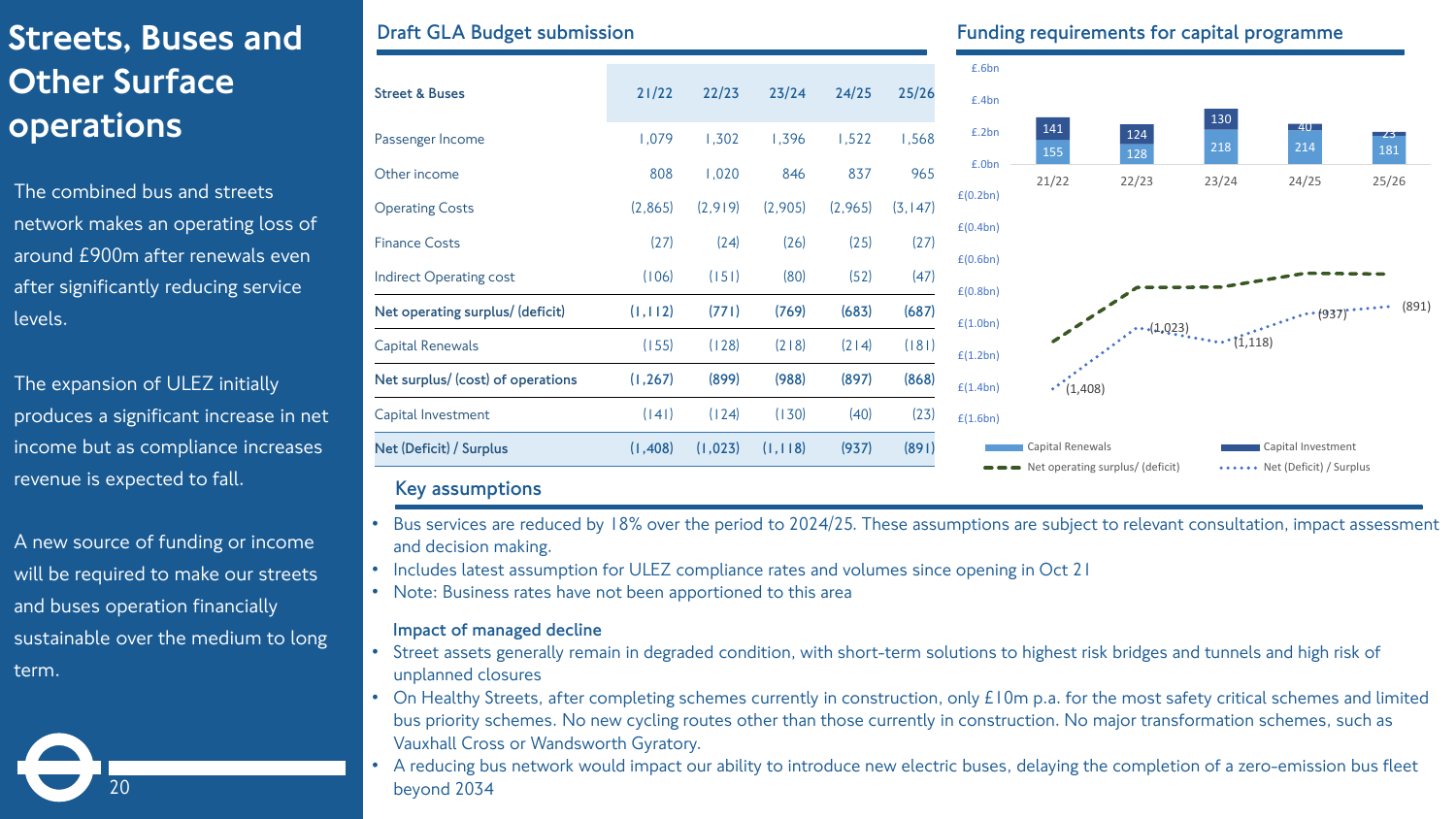# Streets, Buses and Other Surface operations

The combined bus and streets network makes an operating loss of around £900m after renewals even after significantly reducing service levels.

The expansion of ULEZ initially produces a significant increase in net income but as compliance increases revenue is expected to fall.

A new source of funding or income will be required to make our streets and buses operation financially sustainable over the medium to long term.

## Draft GLA Budget submission

| Street & Buses | 21/22 | 22/23 | 23/24 | 24/25 | 25/26 |
|---|---|---|---|---|---|
| Passenger Income | 1,079 | 1,302 | 1,396 | 1,522 | 1,568 |
| Other income | 808 | 1,020 | 846 | 837 | 965 |
| Operating Costs | (2,865) | (2,919) | (2,905) | (2,965) | (3,147) |
| Finance Costs | (27) | (24) | (26) | (25) | (27) |
| Indirect Operating cost | (106) | (151) | (80) | (52) | (47) |
| **Net operating surplus/ (deficit)** | **(1,112)** | **(771)** | **(769)** | **(683)** | **(687)** |
| Capital Renewals | (155) | (128) | (218) | (214) | (181) |
| **Net surplus/ (cost) of operations** | **(1,267)** | **(899)** | **(988)** | **(897)** | **(868)** |
| Capital Investment | (141) | (124) | (130) | (40) | (23) |
| **Net (Deficit) / Surplus** | **(1,408)** | **(1,023)** | **(1,118)** | **(937)** | **(891)** |

## Funding requirements for capital programme

| | 21/22 | 22/23 | 23/24 | 24/25 | 25/26 |
|---|---|---|---|---|---|
| Capital Renewals | 155 | 128 | 218 | 214 | 181 |
| Capital Investment | 141 | 124 | 130 | 40 | 23 |
| Net (Deficit) / Surplus | (1,408) | (1,023) | (1,118) | (937) | (891) |

## Key assumptions

- Bus services are reduced by 18% over the period to 2024/25. These assumptions are subject to relevant consultation, impact assessment and decision making.
- Includes latest assumption for ULEZ compliance rates and volumes since opening in Oct 21
- Note: Business rates have not been apportioned to this area

### Impact of managed decline

- Street assets generally remain in degraded condition, with short-term solutions to highest risk bridges and tunnels and high risk of unplanned closures
- On Healthy Streets, after completing schemes currently in construction, only £10m p.a. for the most safety critical schemes and limited bus priority schemes. No new cycling routes other than those currently in construction. No major transformation schemes, such as Vauxhall Cross or Wandsworth Gyratory.
- A reducing bus network would impact our ability to introduce new electric buses, delaying the completion of a zero-emission bus fleet beyond 2034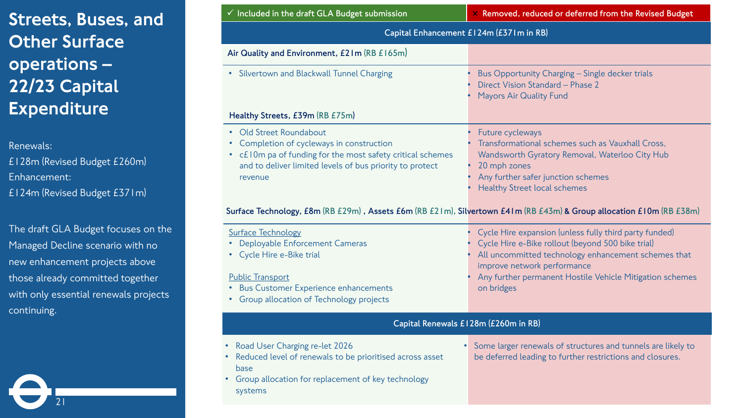# Streets, Buses, and Other Surface operations – 22/23 Capital Expenditure

Renewals:
£128m (Revised Budget £260m)
Enhancement:
£124m (Revised Budget £371m)

The draft GLA Budget focuses on the Managed Decline scenario with no new enhancement projects above those already committed together with only essential renewals projects continuing.

| ✓ Included in the draft GLA Budget submission | × Removed, reduced or deferred from the Revised Budget |
|---|---|
| **Capital Enhancement £124m (£371m in RB)** | |
| **Air Quality and Environment, £21m** (RB £165m) | |
| • Silvertown and Blackwall Tunnel Charging | • Bus Opportunity Charging – Single decker trials<br>• Direct Vision Standard – Phase 2<br>• Mayors Air Quality Fund |
| **Healthy Streets, £39m** (RB £75m) | |
| • Old Street Roundabout<br>• Completion of cycleways in construction<br>• c£10m pa of funding for the most safety critical schemes and to deliver limited levels of bus priority to protect revenue | • Future cycleways<br>• Transformational schemes such as Vauxhall Cross, Wandsworth Gyratory Removal, Waterloo City Hub<br>• 20 mph zones<br>• Any further safer junction schemes<br>• Healthy Street local schemes |
| **Surface Technology, £8m** (RB £29m) **, Assets £6m** (RB £21m), **Silvertown £41m** (RB £43m) **& Group allocation £10m** (RB £38m) | |
| Surface Technology<br>• Deployable Enforcement Cameras<br>• Cycle Hire e-Bike trial<br><br>Public Transport<br>• Bus Customer Experience enhancements<br>• Group allocation of Technology projects | • Cycle Hire expansion (unless fully third party funded)<br>• Cycle Hire e-Bike rollout (beyond 500 bike trial)<br>• All uncommitted technology enhancement schemes that improve network performance<br>• Any further Hostile Vehicle Mitigation schemes on bridges |
| **Capital Renewals £128m (£260m in RB)** | |
| • Road User Charging re-let 2026<br>• Reduced level of renewals to be prioritised across asset base<br>• Group allocation for replacement of key technology systems | • Some larger renewals of structures and tunnels are likely to be deferred leading to further restrictions and closures. |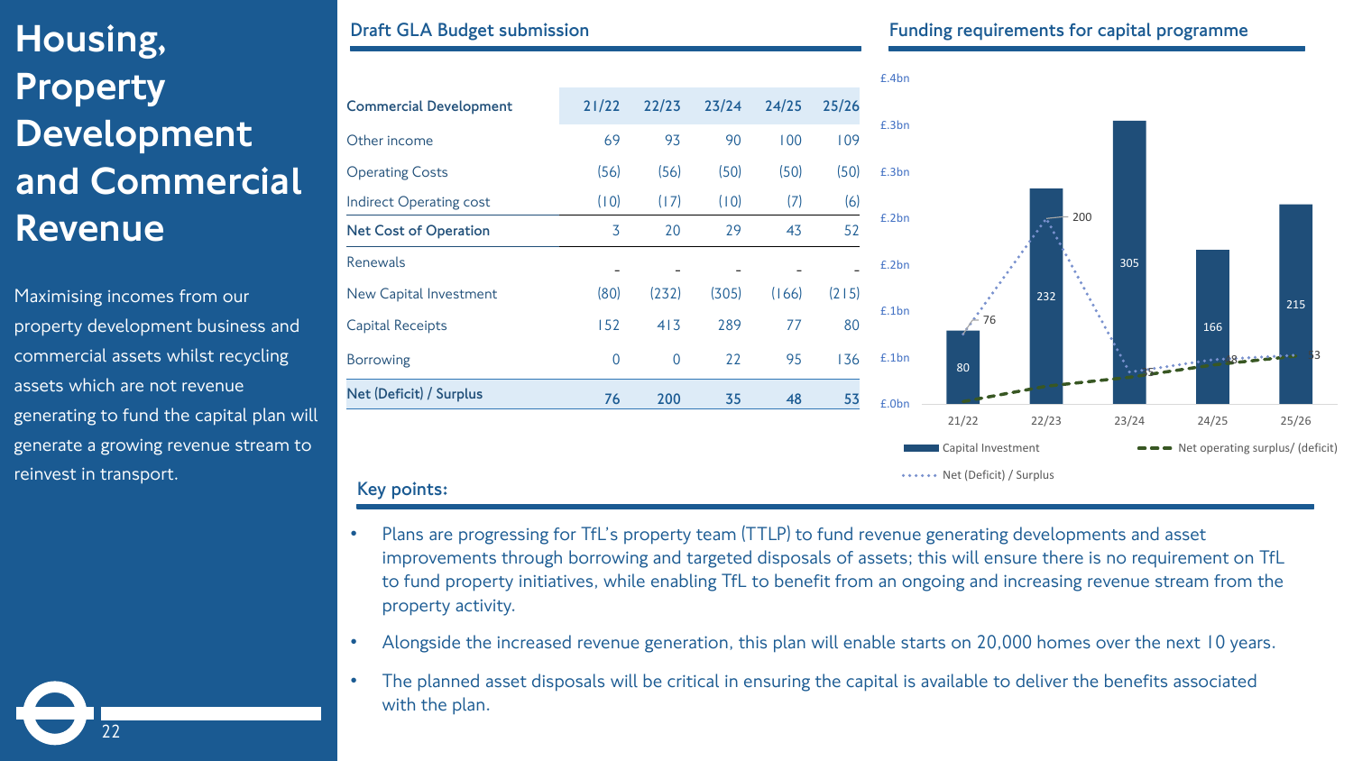# Housing, Property Development and Commercial Revenue

Maximising incomes from our property development business and commercial assets whilst recycling assets which are not revenue generating to fund the capital plan will generate a growing revenue stream to reinvest in transport.

## Draft GLA Budget submission

| Commercial Development | 21/22 | 22/23 | 23/24 | 24/25 | 25/26 |
|---|---|---|---|---|---|
| Other income | 69 | 93 | 90 | 100 | 109 |
| Operating Costs | (56) | (56) | (50) | (50) | (50) |
| Indirect Operating cost | (10) | (17) | (10) | (7) | (6) |
| **Net Cost of Operation** | 3 | 20 | 29 | 43 | 52 |
| Renewals | - | - | - | - | - |
| New Capital Investment | (80) | (232) | (305) | (166) | (215) |
| Capital Receipts | 152 | 413 | 289 | 77 | 80 |
| Borrowing | 0 | 0 | 22 | 95 | 136 |
| **Net (Deficit) / Surplus** | **76** | **200** | **35** | **48** | **53** |

## Funding requirements for capital programme

| | 21/22 | 22/23 | 23/24 | 24/25 | 25/26 |
|---|---|---|---|---|---|
| Capital Investment | 80 | 232 | 305 | 166 | 215 |
| Net (Deficit) / Surplus | 76 | 200 | 35 | 48 | 53 |

Legend: Capital Investment; Net operating surplus/ (deficit); Net (Deficit) / Surplus

## Key points:

- Plans are progressing for TfL's property team (TTLP) to fund revenue generating developments and asset improvements through borrowing and targeted disposals of assets; this will ensure there is no requirement on TfL to fund property initiatives, while enabling TfL to benefit from an ongoing and increasing revenue stream from the property activity.
- Alongside the increased revenue generation, this plan will enable starts on 20,000 homes over the next 10 years.
- The planned asset disposals will be critical in ensuring the capital is available to deliver the benefits associated with the plan.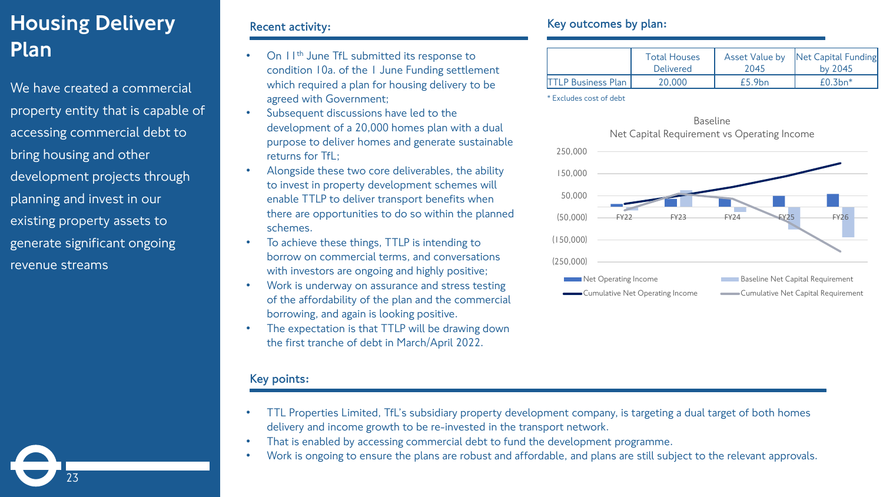# Housing Delivery Plan

We have created a commercial property entity that is capable of accessing commercial debt to bring housing and other development projects through planning and invest in our existing property assets to generate significant ongoing revenue streams

## Recent activity:

- On 11th June TfL submitted its response to condition 10a. of the 1 June Funding settlement which required a plan for housing delivery to be agreed with Government;
- Subsequent discussions have led to the development of a 20,000 homes plan with a dual purpose to deliver homes and generate sustainable returns for TfL;
- Alongside these two core deliverables, the ability to invest in property development schemes will enable TTLP to deliver transport benefits when there are opportunities to do so within the planned schemes.
- To achieve these things, TTLP is intending to borrow on commercial terms, and conversations with investors are ongoing and highly positive;
- Work is underway on assurance and stress testing of the affordability of the plan and the commercial borrowing, and again is looking positive.
- The expectation is that TTLP will be drawing down the first tranche of debt in March/April 2022.

## Key outcomes by plan:

| | Total Houses Delivered | Asset Value by 2045 | Net Capital Funding by 2045 |
|---|---|---|---|
| TTLP Business Plan | 20,000 | £5.9bn | £0.3bn* |

* Excludes cost of debt

Baseline
Net Capital Requirement vs Operating Income

## Key points:

- TTL Properties Limited, TfL's subsidiary property development company, is targeting a dual target of both homes delivery and income growth to be re-invested in the transport network.
- That is enabled by accessing commercial debt to fund the development programme.
- Work is ongoing to ensure the plans are robust and affordable, and plans are still subject to the relevant approvals.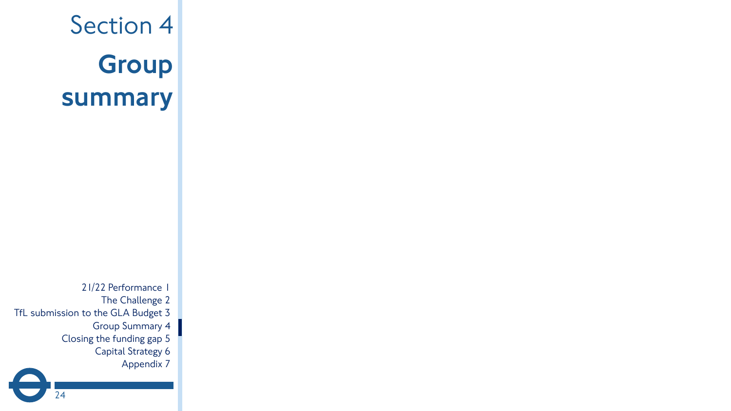# Section 4

## Group summary

21/22 Performance 1
The Challenge 2
TfL submission to the GLA Budget 3
Group Summary 4
Closing the funding gap 5
Capital Strategy 6
Appendix 7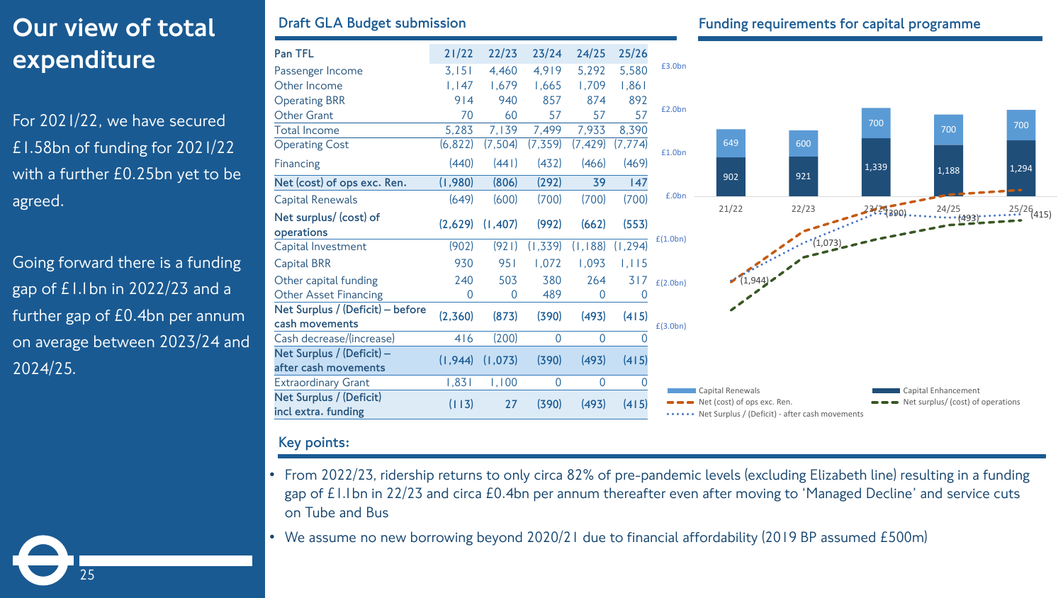# Our view of total expenditure

For 2021/22, we have secured £1.58bn of funding for 2021/22 with a further £0.25bn yet to be agreed.

Going forward there is a funding gap of £1.1bn in 2022/23 and a further gap of £0.4bn per annum on average between 2023/24 and 2024/25.

## Draft GLA Budget submission

| Pan TFL | 21/22 | 22/23 | 23/24 | 24/25 | 25/26 |
|---|---|---|---|---|---|
| Passenger Income | 3,151 | 4,460 | 4,919 | 5,292 | 5,580 |
| Other Income | 1,147 | 1,679 | 1,665 | 1,709 | 1,861 |
| Operating BRR | 914 | 940 | 857 | 874 | 892 |
| Other Grant | 70 | 60 | 57 | 57 | 57 |
| Total Income | 5,283 | 7,139 | 7,499 | 7,933 | 8,390 |
| Operating Cost | (6,822) | (7,504) | (7,359) | (7,429) | (7,774) |
| Financing | (440) | (441) | (432) | (466) | (469) |
| **Net (cost) of ops exc. Ren.** | **(1,980)** | **(806)** | **(292)** | **39** | **147** |
| Capital Renewals | (649) | (600) | (700) | (700) | (700) |
| **Net surplus/ (cost) of operations** | **(2,629)** | **(1,407)** | **(992)** | **(662)** | **(553)** |
| Capital Investment | (902) | (921) | (1,339) | (1,188) | (1,294) |
| Capital BRR | 930 | 951 | 1,072 | 1,093 | 1,115 |
| Other capital funding | 240 | 503 | 380 | 264 | 317 |
| Other Asset Financing | 0 | 0 | 489 | 0 | 0 |
| **Net Surplus / (Deficit) – before cash movements** | **(2,360)** | **(873)** | **(390)** | **(493)** | **(415)** |
| Cash decrease/(increase) | 416 | (200) | 0 | 0 | 0 |
| **Net Surplus / (Deficit) – after cash movements** | **(1,944)** | **(1,073)** | **(390)** | **(493)** | **(415)** |
| Extraordinary Grant | 1,831 | 1,100 | 0 | 0 | 0 |
| **Net Surplus / (Deficit) incl extra. funding** | **(113)** | **27** | **(390)** | **(493)** | **(415)** |

## Funding requirements for capital programme

| | 21/22 | 22/23 | 23/24 | 24/25 | 25/26 |
|---|---|---|---|---|---|
| Capital Renewals | 649 | 600 | 700 | 700 | 700 |
| Capital Enhancement | 902 | 921 | 1,339 | 1,188 | 1,294 |
| Net Surplus / (Deficit) - after cash movements | (1,944) | (1,073) | (390) | (493) | (415) |

## Key points:

- From 2022/23, ridership returns to only circa 82% of pre-pandemic levels (excluding Elizabeth line) resulting in a funding gap of £1.1bn in 22/23 and circa £0.4bn per annum thereafter even after moving to 'Managed Decline' and service cuts on Tube and Bus
- We assume no new borrowing beyond 2020/21 due to financial affordability (2019 BP assumed £500m)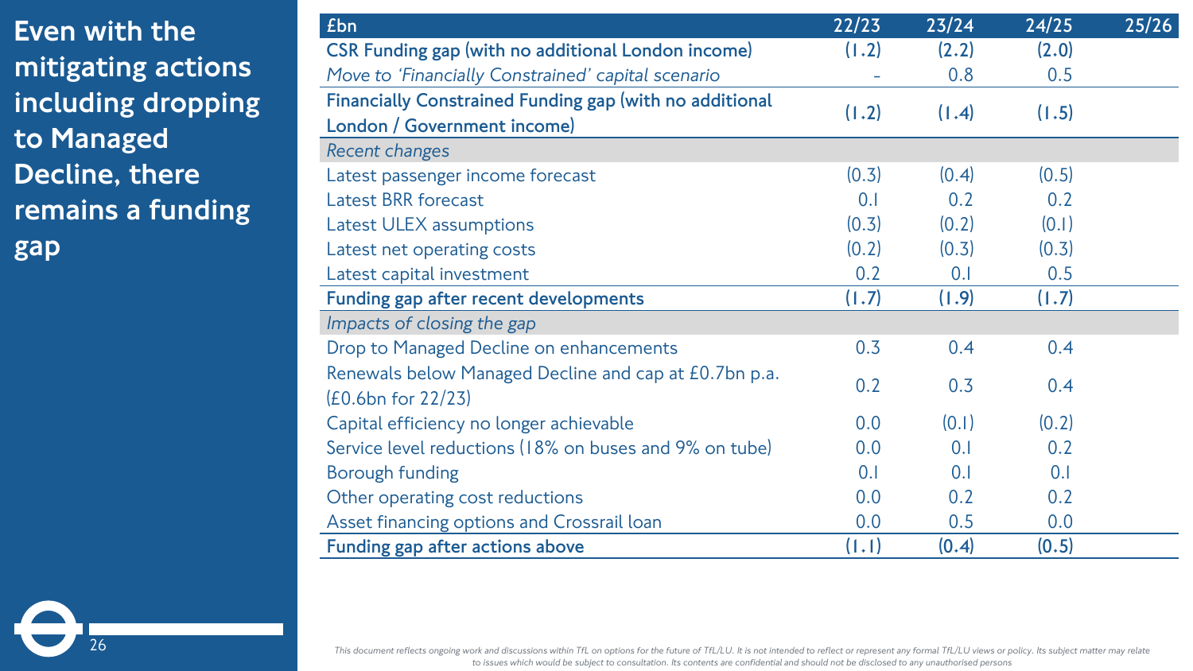# Even with the mitigating actions including dropping to Managed Decline, there remains a funding gap

| £bn | 22/23 | 23/24 | 24/25 | 25/26 |
|---|---|---|---|---|
| **CSR Funding gap (with no additional London income)** | **(1.2)** | **(2.2)** | **(2.0)** | |
| *Move to 'Financially Constrained' capital scenario* | - | 0.8 | 0.5 | |
| **Financially Constrained Funding gap (with no additional London / Government income)** | **(1.2)** | **(1.4)** | **(1.5)** | |
| *Recent changes* | | | | |
| Latest passenger income forecast | (0.3) | (0.4) | (0.5) | |
| Latest BRR forecast | 0.1 | 0.2 | 0.2 | |
| Latest ULEX assumptions | (0.3) | (0.2) | (0.1) | |
| Latest net operating costs | (0.2) | (0.3) | (0.3) | |
| Latest capital investment | 0.2 | 0.1 | 0.5 | |
| **Funding gap after recent developments** | **(1.7)** | **(1.9)** | **(1.7)** | |
| *Impacts of closing the gap* | | | | |
| Drop to Managed Decline on enhancements | 0.3 | 0.4 | 0.4 | |
| Renewals below Managed Decline and cap at £0.7bn p.a. (£0.6bn for 22/23) | 0.2 | 0.3 | 0.4 | |
| Capital efficiency no longer achievable | 0.0 | (0.1) | (0.2) | |
| Service level reductions (18% on buses and 9% on tube) | 0.0 | 0.1 | 0.2 | |
| Borough funding | 0.1 | 0.1 | 0.1 | |
| Other operating cost reductions | 0.0 | 0.2 | 0.2 | |
| Asset financing options and Crossrail loan | 0.0 | 0.5 | 0.0 | |
| **Funding gap after actions above** | **(1.1)** | **(0.4)** | **(0.5)** | |

*This document reflects ongoing work and discussions within TfL on options for the future of TfL/LU. It is not intended to reflect or represent any formal TfL/LU views or policy. Its subject matter may relate to issues which would be subject to consultation. Its contents are confidential and should not be disclosed to any unauthorised persons*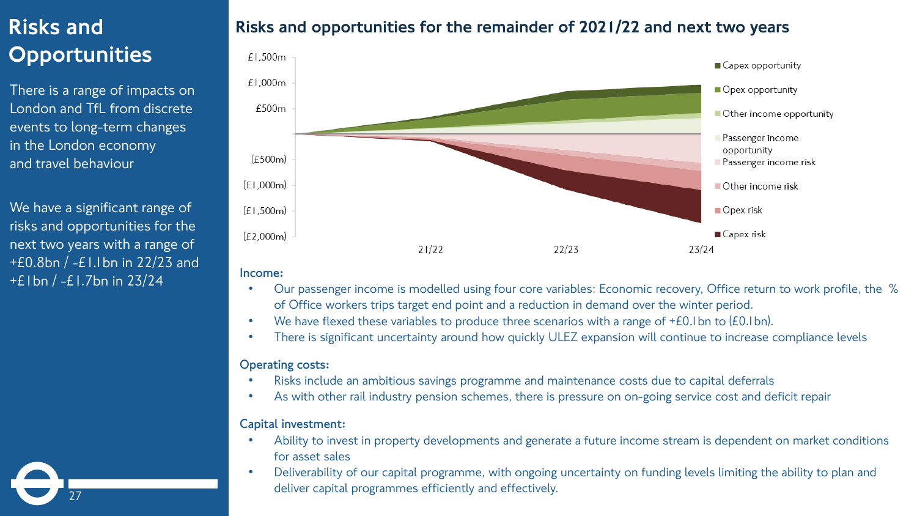# Risks and Opportunities

There is a range of impacts on London and TfL from discrete events to long-term changes in the London economy and travel behaviour

We have a significant range of risks and opportunities for the next two years with a range of +£0.8bn / -£1.1bn in 22/23 and +£1bn / -£1.7bn in 23/24

## Risks and opportunities for the remainder of 2021/22 and next two years

**Income:**

- Our passenger income is modelled using four core variables: Economic recovery, Office return to work profile, the % of Office workers trips target end point and a reduction in demand over the winter period.
- We have flexed these variables to produce three scenarios with a range of +£0.1bn to (£0.1bn).
- There is significant uncertainty around how quickly ULEZ expansion will continue to increase compliance levels

**Operating costs:**

- Risks include an ambitious savings programme and maintenance costs due to capital deferrals
- As with other rail industry pension schemes, there is pressure on on-going service cost and deficit repair

**Capital investment:**

- Ability to invest in property developments and generate a future income stream is dependent on market conditions for asset sales
- Deliverability of our capital programme, with ongoing uncertainty on funding levels limiting the ability to plan and deliver capital programmes efficiently and effectively.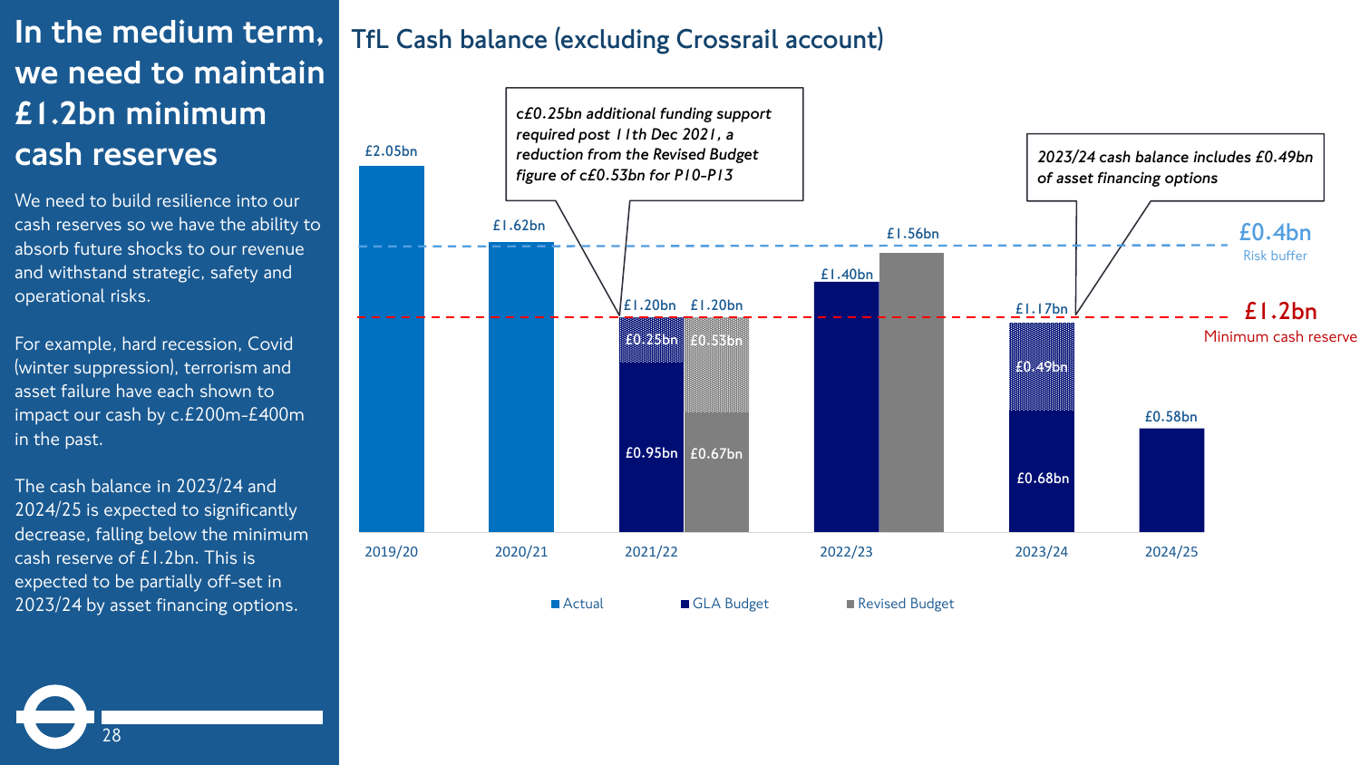# In the medium term, we need to maintain £1.2bn minimum cash reserves

We need to build resilience into our cash reserves so we have the ability to absorb future shocks to our revenue and withstand strategic, safety and operational risks.

For example, hard recession, Covid (winter suppression), terrorism and asset failure have each shown to impact our cash by c.£200m-£400m in the past.

The cash balance in 2023/24 and 2024/25 is expected to significantly decrease, falling below the minimum cash reserve of £1.2bn. This is expected to be partially off-set in 2023/24 by asset financing options.

## TfL Cash balance (excluding Crossrail account)

| Year | Actual | GLA Budget | Revised Budget |
|---|---|---|---|
| 2019/20 | £2.05bn | | |
| 2020/21 | £1.62bn | | |
| 2021/22 | | £1.20bn (£0.95bn + £0.25bn) | £1.20bn (£0.67bn + £0.53bn) |
| 2022/23 | | £1.40bn | £1.56bn |
| 2023/24 | | £1.17bn (£0.68bn + £0.49bn) | |
| 2024/25 | | £0.58bn | |

£0.4bn Risk buffer

£1.2bn Minimum cash reserve

*c£0.25bn additional funding support required post 11th Dec 2021, a reduction from the Revised Budget figure of c£0.53bn for P10-P13*

*2023/24 cash balance includes £0.49bn of asset financing options*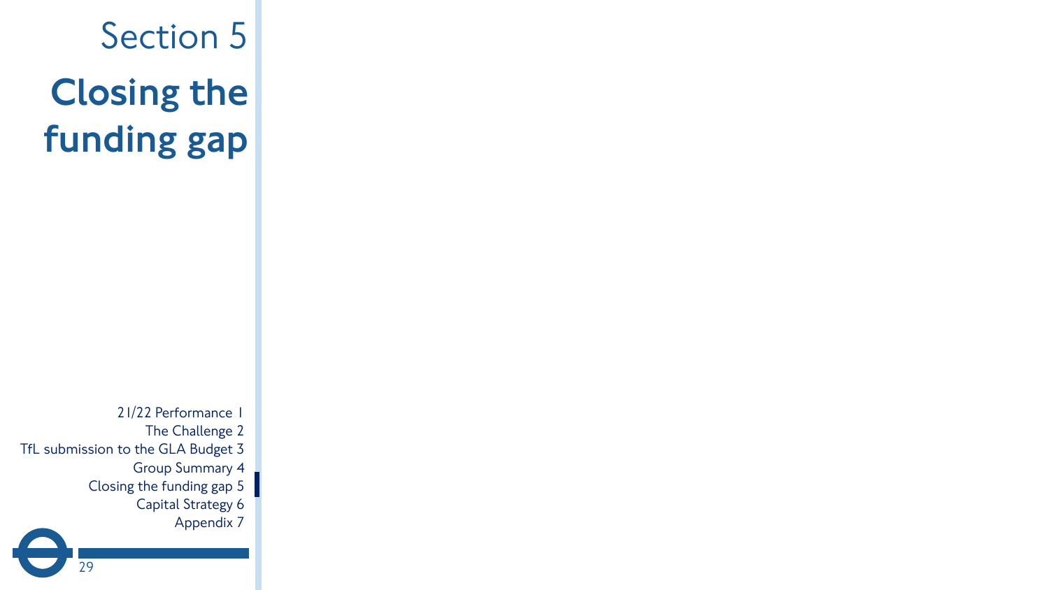Section 5

# Closing the funding gap

21/22 Performance 1
The Challenge 2
TfL submission to the GLA Budget 3
Group Summary 4
Closing the funding gap 5
Capital Strategy 6
Appendix 7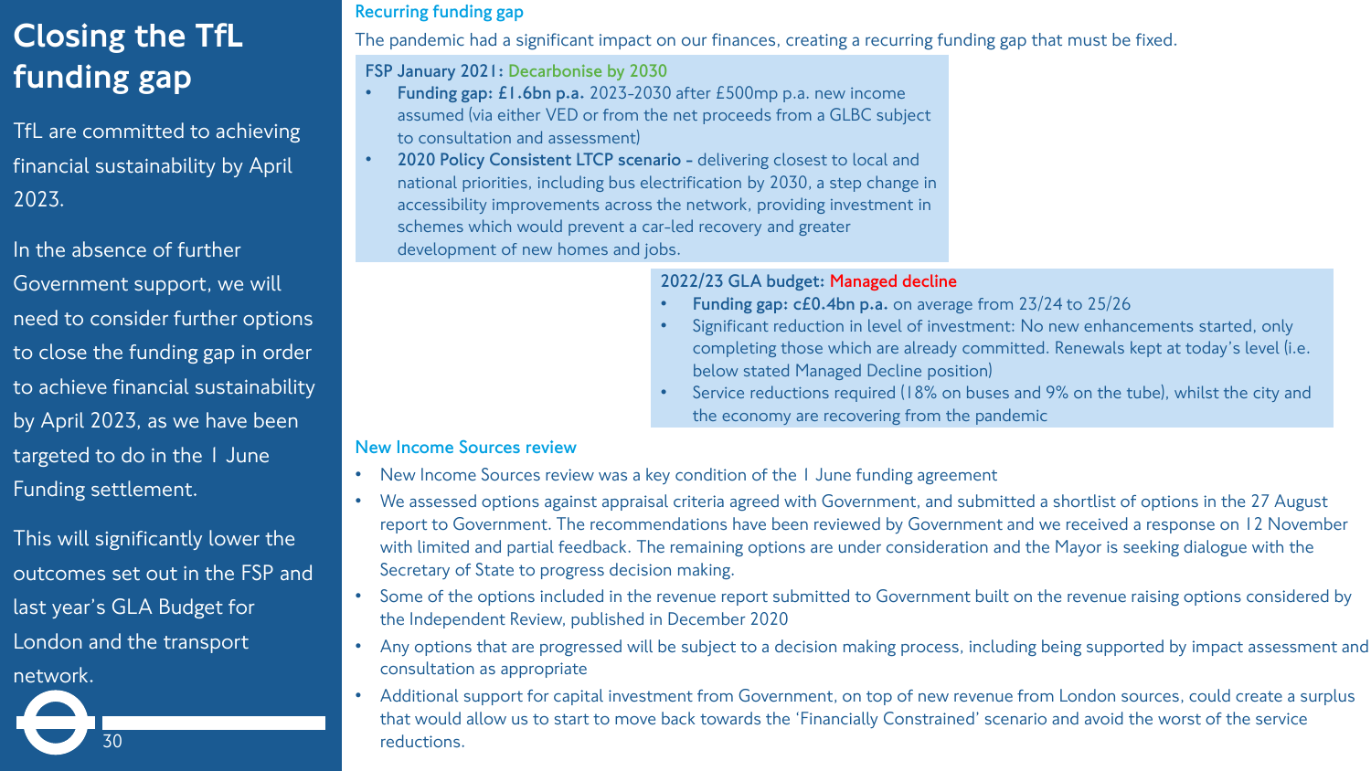# Closing the TfL funding gap

TfL are committed to achieving financial sustainability by April 2023.

In the absence of further Government support, we will need to consider further options to close the funding gap in order to achieve financial sustainability by April 2023, as we have been targeted to do in the 1 June Funding settlement.

This will significantly lower the outcomes set out in the FSP and last year's GLA Budget for London and the transport network.

## Recurring funding gap

The pandemic had a significant impact on our finances, creating a recurring funding gap that must be fixed.

**FSP January 2021: Decarbonise by 2030**

- **Funding gap: £1.6bn p.a.** 2023-2030 after £500mp p.a. new income assumed (via either VED or from the net proceeds from a GLBC subject to consultation and assessment)
- **2020 Policy Consistent LTCP scenario -** delivering closest to local and national priorities, including bus electrification by 2030, a step change in accessibility improvements across the network, providing investment in schemes which would prevent a car-led recovery and greater development of new homes and jobs.

**2022/23 GLA budget: Managed decline**

- **Funding gap: c£0.4bn p.a.** on average from 23/24 to 25/26
- Significant reduction in level of investment: No new enhancements started, only completing those which are already committed. Renewals kept at today's level (i.e. below stated Managed Decline position)
- Service reductions required (18% on buses and 9% on the tube), whilst the city and the economy are recovering from the pandemic

## New Income Sources review

- New Income Sources review was a key condition of the 1 June funding agreement
- We assessed options against appraisal criteria agreed with Government, and submitted a shortlist of options in the 27 August report to Government. The recommendations have been reviewed by Government and we received a response on 12 November with limited and partial feedback. The remaining options are under consideration and the Mayor is seeking dialogue with the Secretary of State to progress decision making.
- Some of the options included in the revenue report submitted to Government built on the revenue raising options considered by the Independent Review, published in December 2020
- Any options that are progressed will be subject to a decision making process, including being supported by impact assessment and consultation as appropriate
- Additional support for capital investment from Government, on top of new revenue from London sources, could create a surplus that would allow us to start to move back towards the 'Financially Constrained' scenario and avoid the worst of the service reductions.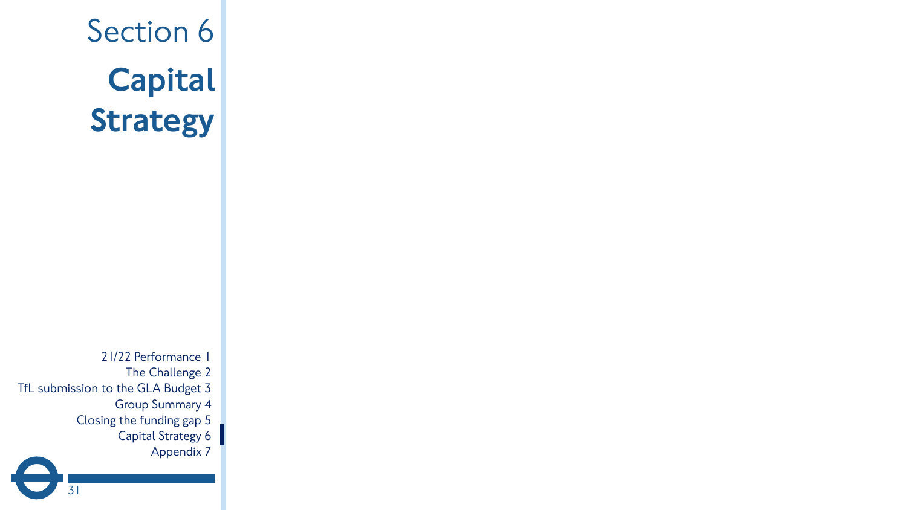# Section 6
## Capital Strategy

21/22 Performance 1
The Challenge 2
TfL submission to the GLA Budget 3
Group Summary 4
Closing the funding gap 5
Capital Strategy 6
Appendix 7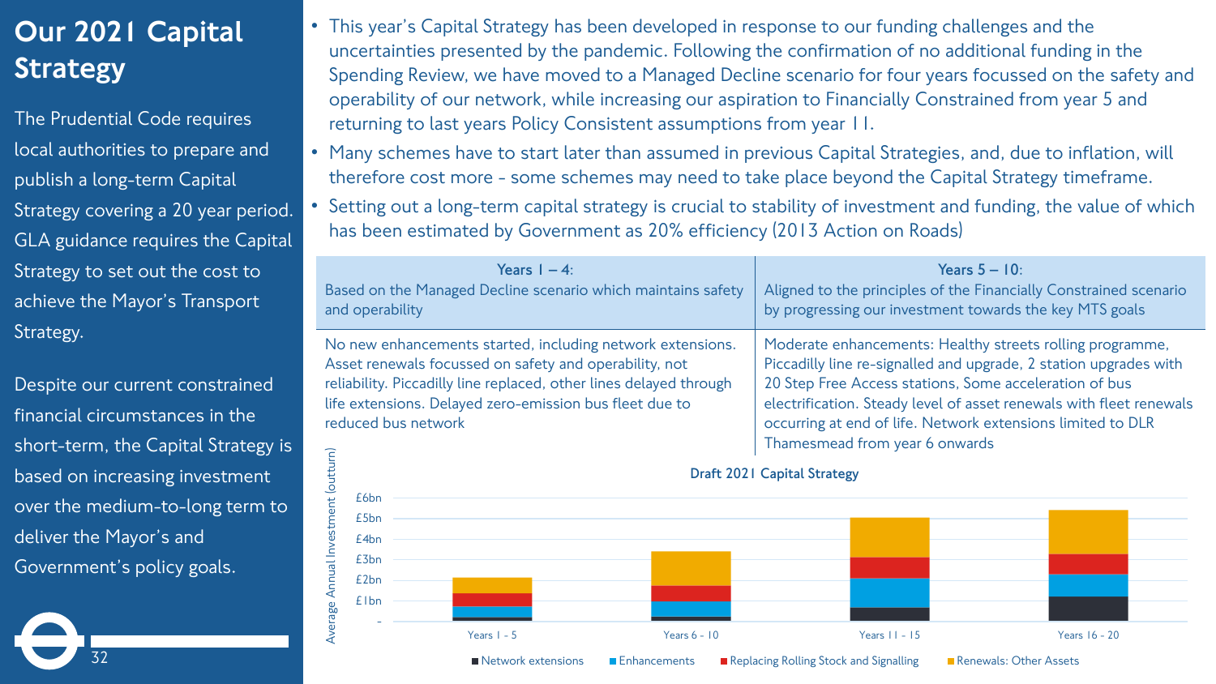# Our 2021 Capital Strategy

The Prudential Code requires local authorities to prepare and publish a long-term Capital Strategy covering a 20 year period. GLA guidance requires the Capital Strategy to set out the cost to achieve the Mayor's Transport Strategy.

Despite our current constrained financial circumstances in the short-term, the Capital Strategy is based on increasing investment over the medium-to-long term to deliver the Mayor's and Government's policy goals.

- This year's Capital Strategy has been developed in response to our funding challenges and the uncertainties presented by the pandemic. Following the confirmation of no additional funding in the Spending Review, we have moved to a Managed Decline scenario for four years focussed on the safety and operability of our network, while increasing our aspiration to Financially Constrained from year 5 and returning to last years Policy Consistent assumptions from year 11.
- Many schemes have to start later than assumed in previous Capital Strategies, and, due to inflation, will therefore cost more - some schemes may need to take place beyond the Capital Strategy timeframe.
- Setting out a long-term capital strategy is crucial to stability of investment and funding, the value of which has been estimated by Government as 20% efficiency (2013 Action on Roads)

| **Years 1 – 4**: Based on the Managed Decline scenario which maintains safety and operability | **Years 5 – 10**: Aligned to the principles of the Financially Constrained scenario by progressing our investment towards the key MTS goals |
|---|---|
| No new enhancements started, including network extensions. Asset renewals focussed on safety and operability, not reliability. Piccadilly line replaced, other lines delayed through life extensions. Delayed zero-emission bus fleet due to reduced bus network | Moderate enhancements: Healthy streets rolling programme, Piccadilly line re-signalled and upgrade, 2 station upgrades with 20 Step Free Access stations, Some acceleration of bus electrification. Steady level of asset renewals with fleet renewals occurring at end of life. Network extensions limited to DLR Thamesmead from year 6 onwards |

**Draft 2021 Capital Strategy**

Average Annual Investment (outturn): -, £1bn, £2bn, £3bn, £4bn, £5bn, £6bn

Years 1 - 5 | Years 6 - 10 | Years 11 - 15 | Years 16 - 20

Network extensions | Enhancements | Replacing Rolling Stock and Signalling | Renewals: Other Assets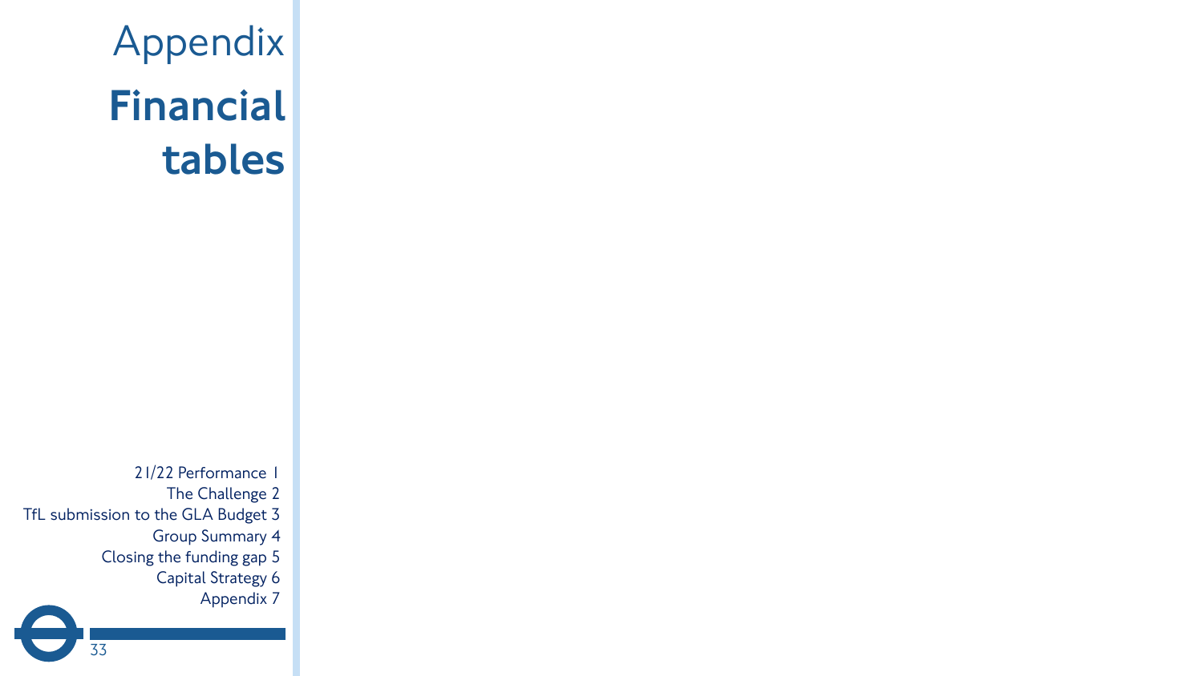# Appendix

## Financial tables

21/22 Performance 1
The Challenge 2
TfL submission to the GLA Budget 3
Group Summary 4
Closing the funding gap 5
Capital Strategy 6
Appendix 7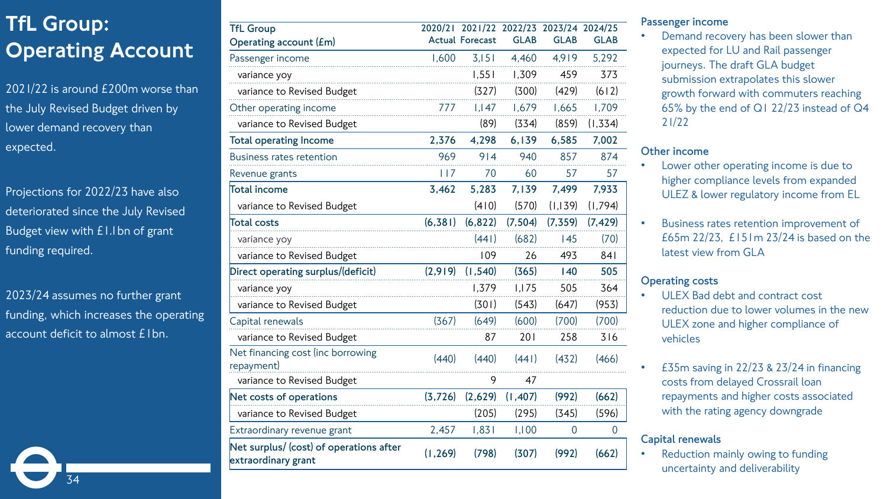# TfL Group: Operating Account

2021/22 is around £200m worse than the July Revised Budget driven by lower demand recovery than expected.

Projections for 2022/23 have also deteriorated since the July Revised Budget view with £1.1bn of grant funding required.

2023/24 assumes no further grant funding, which increases the operating account deficit to almost £1bn.

| TfL Group Operating account (£m) | 2020/21 Actual | 2021/22 Forecast | 2022/23 GLAB | 2023/24 GLAB | 2024/25 GLAB |
|---|---|---|---|---|---|
| Passenger income | 1,600 | 3,151 | 4,460 | 4,919 | 5,292 |
| variance yoy | | 1,551 | 1,309 | 459 | 373 |
| variance to Revised Budget | | (327) | (300) | (429) | (612) |
| Other operating income | 777 | 1,147 | 1,679 | 1,665 | 1,709 |
| variance to Revised Budget | | (89) | (334) | (859) | (1,334) |
| **Total operating Income** | **2,376** | **4,298** | **6,139** | **6,585** | **7,002** |
| Business rates retention | 969 | 914 | 940 | 857 | 874 |
| Revenue grants | 117 | 70 | 60 | 57 | 57 |
| **Total income** | **3,462** | **5,283** | **7,139** | **7,499** | **7,933** |
| variance to Revised Budget | | (410) | (570) | (1,139) | (1,794) |
| **Total costs** | **(6,381)** | **(6,822)** | **(7,504)** | **(7,359)** | **(7,429)** |
| variance yoy | | (441) | (682) | 145 | (70) |
| variance to Revised Budget | | 109 | 26 | 493 | 841 |
| **Direct operating surplus/(deficit)** | **(2,919)** | **(1,540)** | **(365)** | **140** | **505** |
| variance yoy | | 1,379 | 1,175 | 505 | 364 |
| variance to Revised Budget | | (301) | (543) | (647) | (953) |
| Capital renewals | (367) | (649) | (600) | (700) | (700) |
| variance to Revised Budget | | 87 | 201 | 258 | 316 |
| Net financing cost (inc borrowing repayment) | (440) | (440) | (441) | (432) | (466) |
| variance to Revised Budget | | 9 | 47 | | |
| **Net costs of operations** | **(3,726)** | **(2,629)** | **(1,407)** | **(992)** | **(662)** |
| variance to Revised Budget | | (205) | (295) | (345) | (596) |
| Extraordinary revenue grant | 2,457 | 1,831 | 1,100 | 0 | 0 |
| **Net surplus/ (cost) of operations after extraordinary grant** | **(1,269)** | **(798)** | **(307)** | **(992)** | **(662)** |

### Passenger income

- Demand recovery has been slower than expected for LU and Rail passenger journeys. The draft GLA budget submission extrapolates this slower growth forward with commuters reaching 65% by the end of Q1 22/23 instead of Q4 21/22

### Other income

- Lower other operating income is due to higher compliance levels from expanded ULEZ & lower regulatory income from EL
- Business rates retention improvement of £65m 22/23, £151m 23/24 is based on the latest view from GLA

### Operating costs

- ULEX Bad debt and contract cost reduction due to lower volumes in the new ULEX zone and higher compliance of vehicles
- £35m saving in 22/23 & 23/24 in financing costs from delayed Crossrail loan repayments and higher costs associated with the rating agency downgrade

### Capital renewals

- Reduction mainly owing to funding uncertainty and deliverability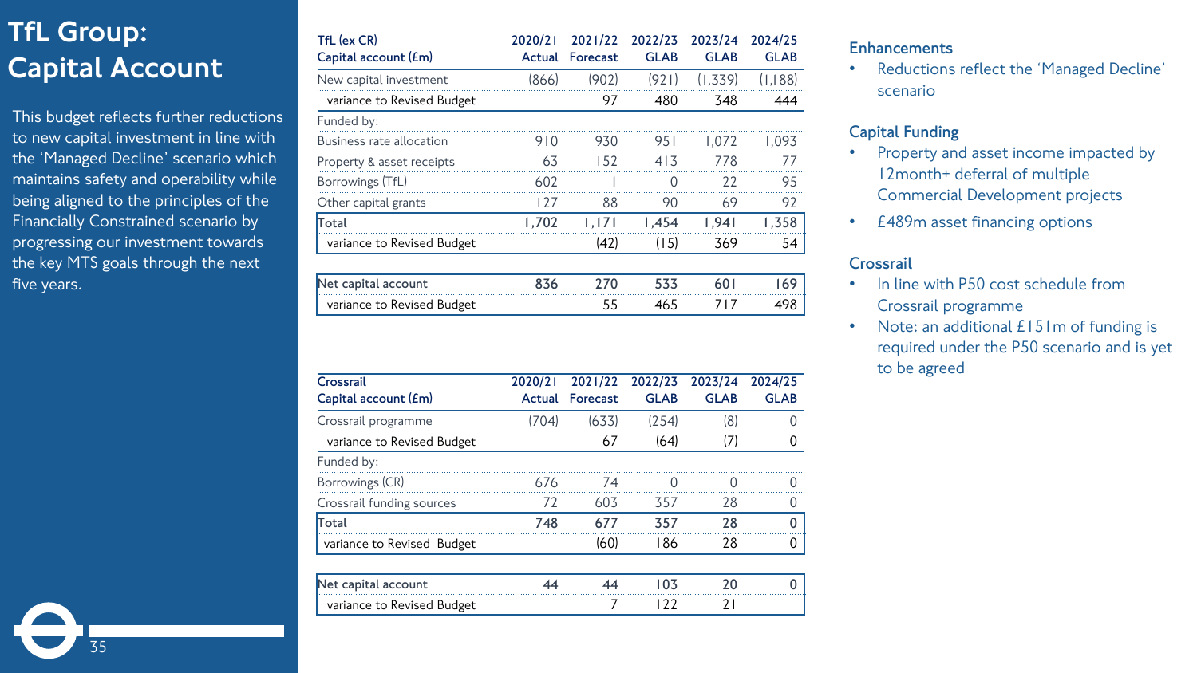# TfL Group: Capital Account

This budget reflects further reductions to new capital investment in line with the 'Managed Decline' scenario which maintains safety and operability while being aligned to the principles of the Financially Constrained scenario by progressing our investment towards the key MTS goals through the next five years.

| TfL (ex CR) Capital account (£m) | 2020/21 Actual | 2021/22 Forecast | 2022/23 GLAB | 2023/24 GLAB | 2024/25 GLAB |
|---|---|---|---|---|---|
| New capital investment | (866) | (902) | (921) | (1,339) | (1,188) |
| variance to Revised Budget | | 97 | 480 | 348 | 444 |
| Funded by: | | | | | |
| Business rate allocation | 910 | 930 | 951 | 1,072 | 1,093 |
| Property & asset receipts | 63 | 152 | 413 | 778 | 77 |
| Borrowings (TfL) | 602 | 1 | 0 | 22 | 95 |
| Other capital grants | 127 | 88 | 90 | 69 | 92 |
| **Total** | **1,702** | **1,171** | **1,454** | **1,941** | **1,358** |
| variance to Revised Budget | | (42) | (15) | 369 | 54 |
| **Net capital account** | **836** | **270** | **533** | **601** | **169** |
| variance to Revised Budget | | 55 | 465 | 717 | 498 |

| Crossrail Capital account (£m) | 2020/21 Actual | 2021/22 Forecast | 2022/23 GLAB | 2023/24 GLAB | 2024/25 GLAB |
|---|---|---|---|---|---|
| Crossrail programme | (704) | (633) | (254) | (8) | 0 |
| variance to Revised Budget | | 67 | (64) | (7) | 0 |
| Funded by: | | | | | |
| Borrowings (CR) | 676 | 74 | 0 | 0 | 0 |
| Crossrail funding sources | 72 | 603 | 357 | 28 | 0 |
| **Total** | **748** | **677** | **357** | **28** | **0** |
| variance to Revised Budget | | (60) | 186 | 28 | 0 |
| **Net capital account** | **44** | **44** | **103** | **20** | **0** |
| variance to Revised Budget | | 7 | 122 | 21 | |

### Enhancements

- Reductions reflect the 'Managed Decline' scenario

### Capital Funding

- Property and asset income impacted by 12month+ deferral of multiple Commercial Development projects
- £489m asset financing options

### Crossrail

- In line with P50 cost schedule from Crossrail programme
- Note: an additional £151m of funding is required under the P50 scenario and is yet to be agreed